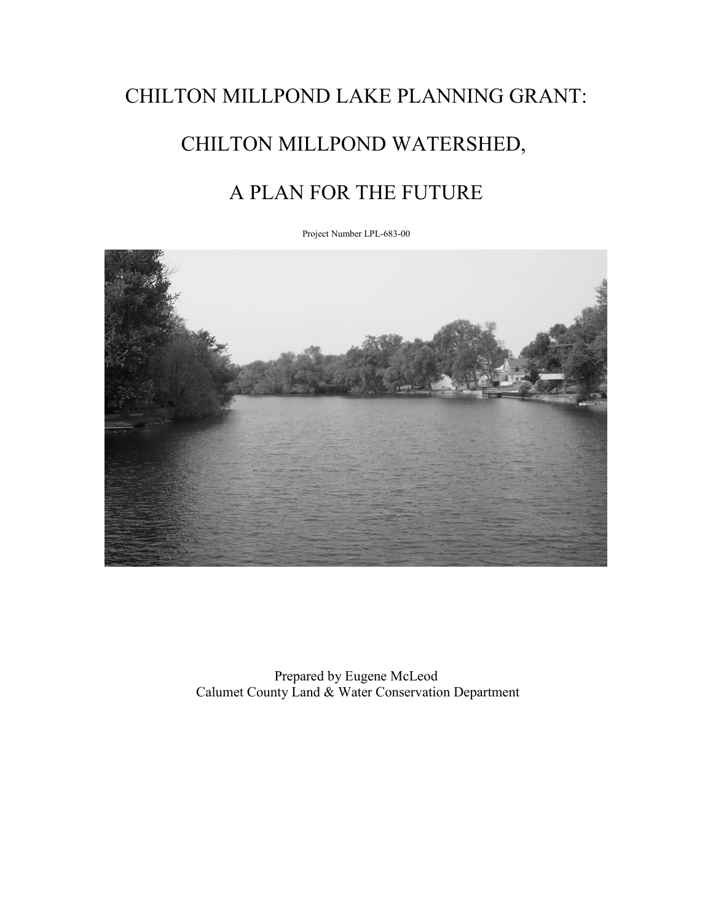# CHILTON MILLPOND LAKE PLANNING GRANT:

# CHILTON MILLPOND WATERSHED,

# A PLAN FOR THE FUTURE

Project Number LPL-683-00

Prepared by Eugene McLeod
Calumet County Land & Water Conservation Department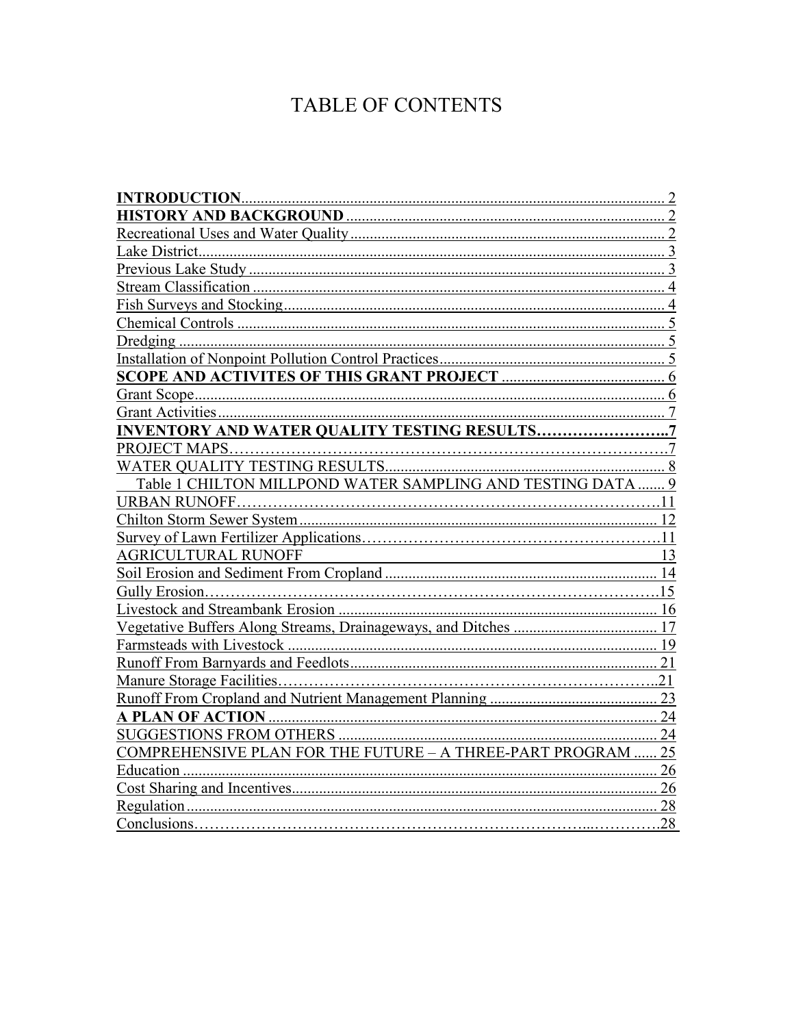# TABLE OF CONTENTS

**INTRODUCTION** .......... 2
**HISTORY AND BACKGROUND** .......... 2
Recreational Uses and Water Quality .......... 2
Lake District .......... 3
Previous Lake Study .......... 3
Stream Classification .......... 4
Fish Surveys and Stocking .......... 4
Chemical Controls .......... 5
Dredging .......... 5
Installation of Nonpoint Pollution Control Practices .......... 5
**SCOPE AND ACTIVITES OF THIS GRANT PROJECT** .......... 6
Grant Scope .......... 6
Grant Activities .......... 7
**INVENTORY AND WATER QUALITY TESTING RESULTS** .......... 7
PROJECT MAPS .......... 7
WATER QUALITY TESTING RESULTS .......... 8
Table 1 CHILTON MILLPOND WATER SAMPLING AND TESTING DATA .......... 9
URBAN RUNOFF .......... 11
Chilton Storm Sewer System .......... 12
Survey of Lawn Fertilizer Applications .......... 11
AGRICULTURAL RUNOFF .......... 13
Soil Erosion and Sediment From Cropland .......... 14
Gully Erosion .......... 15
Livestock and Streambank Erosion .......... 16
Vegetative Buffers Along Streams, Drainageways, and Ditches .......... 17
Farmsteads with Livestock .......... 19
Runoff From Barnyards and Feedlots .......... 21
Manure Storage Facilities .......... 21
Runoff From Cropland and Nutrient Management Planning .......... 23
**A PLAN OF ACTION** .......... 24
SUGGESTIONS FROM OTHERS .......... 24
COMPREHENSIVE PLAN FOR THE FUTURE – A THREE-PART PROGRAM .......... 25
Education .......... 26
Cost Sharing and Incentives .......... 26
Regulation .......... 28
Conclusions .......... 28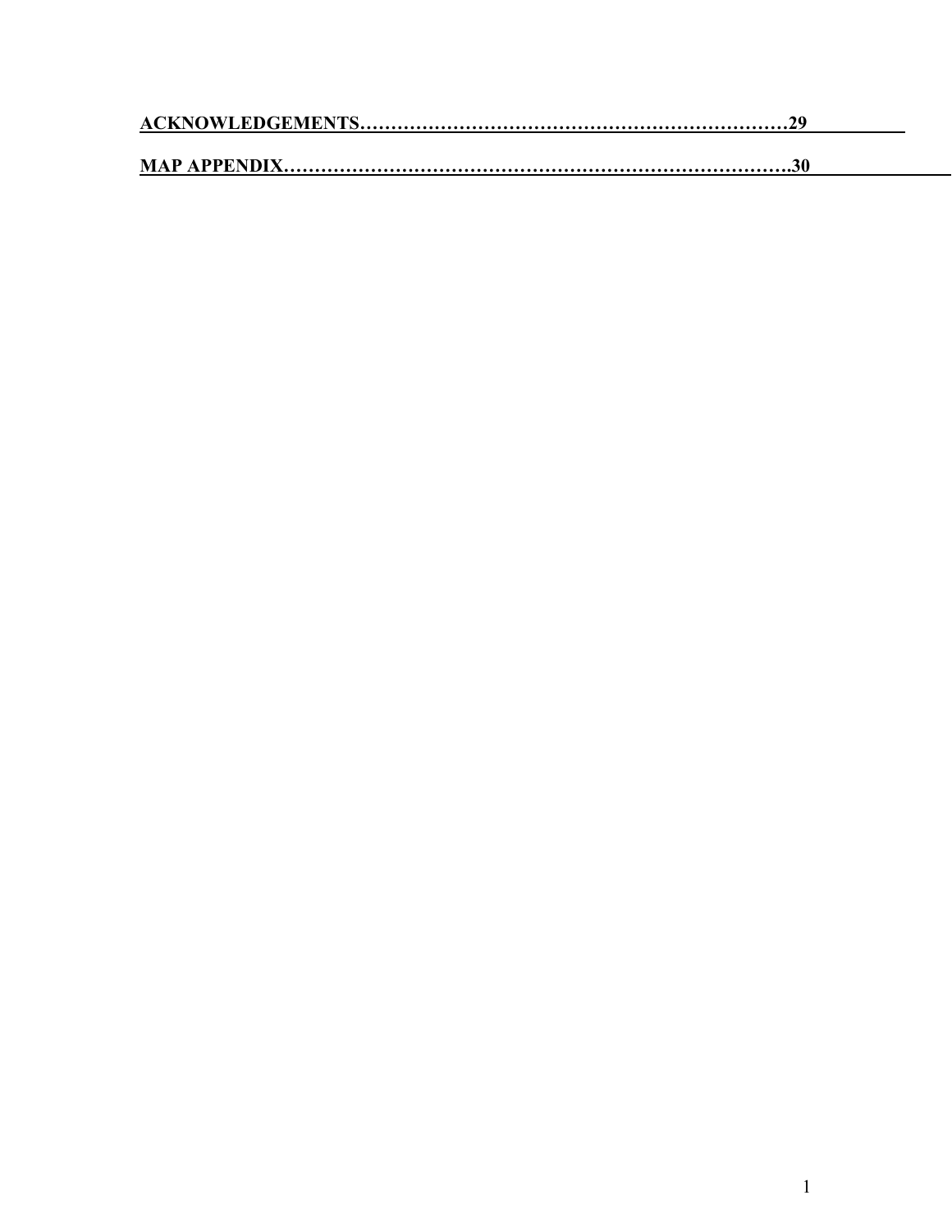**ACKNOWLEDGEMENTS……………………………………………………………29**

**MAP APPENDIX…………………………………………………………………….30**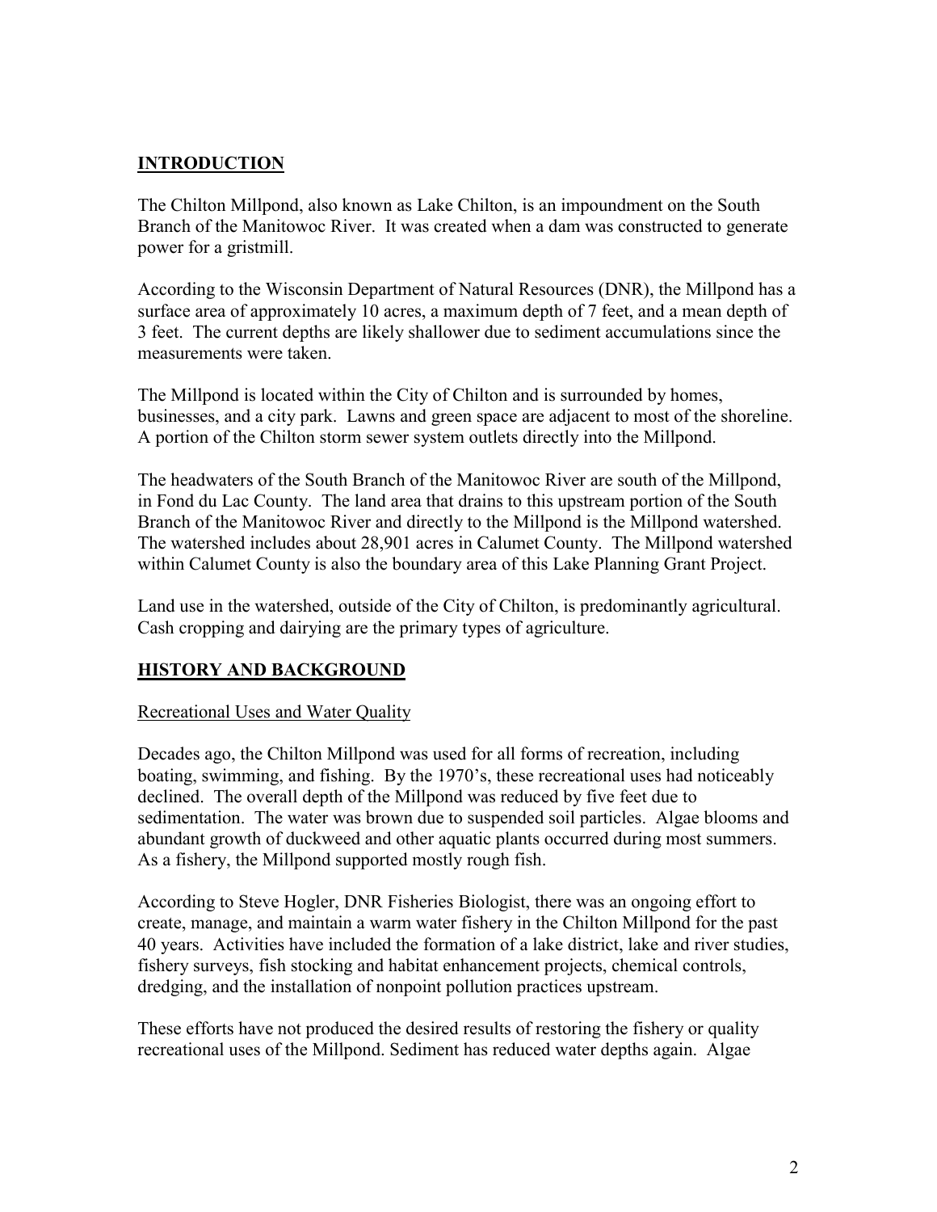## INTRODUCTION

The Chilton Millpond, also known as Lake Chilton, is an impoundment on the South Branch of the Manitowoc River. It was created when a dam was constructed to generate power for a gristmill.

According to the Wisconsin Department of Natural Resources (DNR), the Millpond has a surface area of approximately 10 acres, a maximum depth of 7 feet, and a mean depth of 3 feet. The current depths are likely shallower due to sediment accumulations since the measurements were taken.

The Millpond is located within the City of Chilton and is surrounded by homes, businesses, and a city park. Lawns and green space are adjacent to most of the shoreline. A portion of the Chilton storm sewer system outlets directly into the Millpond.

The headwaters of the South Branch of the Manitowoc River are south of the Millpond, in Fond du Lac County. The land area that drains to this upstream portion of the South Branch of the Manitowoc River and directly to the Millpond is the Millpond watershed. The watershed includes about 28,901 acres in Calumet County. The Millpond watershed within Calumet County is also the boundary area of this Lake Planning Grant Project.

Land use in the watershed, outside of the City of Chilton, is predominantly agricultural. Cash cropping and dairying are the primary types of agriculture.

## HISTORY AND BACKGROUND

### Recreational Uses and Water Quality

Decades ago, the Chilton Millpond was used for all forms of recreation, including boating, swimming, and fishing. By the 1970's, these recreational uses had noticeably declined. The overall depth of the Millpond was reduced by five feet due to sedimentation. The water was brown due to suspended soil particles. Algae blooms and abundant growth of duckweed and other aquatic plants occurred during most summers. As a fishery, the Millpond supported mostly rough fish.

According to Steve Hogler, DNR Fisheries Biologist, there was an ongoing effort to create, manage, and maintain a warm water fishery in the Chilton Millpond for the past 40 years. Activities have included the formation of a lake district, lake and river studies, fishery surveys, fish stocking and habitat enhancement projects, chemical controls, dredging, and the installation of nonpoint pollution practices upstream.

These efforts have not produced the desired results of restoring the fishery or quality recreational uses of the Millpond. Sediment has reduced water depths again. Algae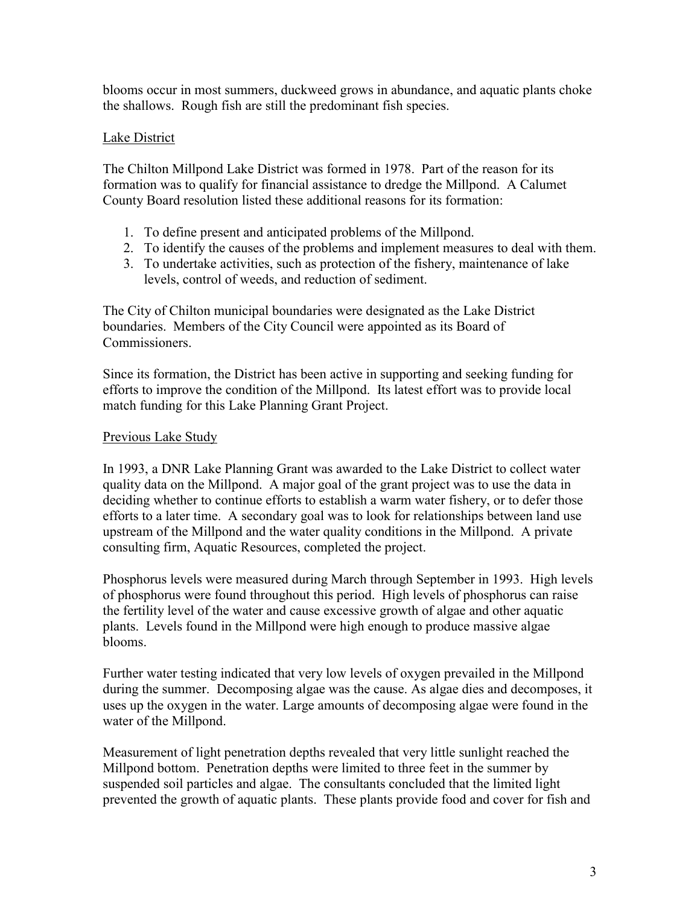blooms occur in most summers, duckweed grows in abundance, and aquatic plants choke the shallows. Rough fish are still the predominant fish species.

## Lake District

The Chilton Millpond Lake District was formed in 1978. Part of the reason for its formation was to qualify for financial assistance to dredge the Millpond. A Calumet County Board resolution listed these additional reasons for its formation:

1. To define present and anticipated problems of the Millpond.
2. To identify the causes of the problems and implement measures to deal with them.
3. To undertake activities, such as protection of the fishery, maintenance of lake levels, control of weeds, and reduction of sediment.

The City of Chilton municipal boundaries were designated as the Lake District boundaries. Members of the City Council were appointed as its Board of Commissioners.

Since its formation, the District has been active in supporting and seeking funding for efforts to improve the condition of the Millpond. Its latest effort was to provide local match funding for this Lake Planning Grant Project.

## Previous Lake Study

In 1993, a DNR Lake Planning Grant was awarded to the Lake District to collect water quality data on the Millpond. A major goal of the grant project was to use the data in deciding whether to continue efforts to establish a warm water fishery, or to defer those efforts to a later time. A secondary goal was to look for relationships between land use upstream of the Millpond and the water quality conditions in the Millpond. A private consulting firm, Aquatic Resources, completed the project.

Phosphorus levels were measured during March through September in 1993. High levels of phosphorus were found throughout this period. High levels of phosphorus can raise the fertility level of the water and cause excessive growth of algae and other aquatic plants. Levels found in the Millpond were high enough to produce massive algae blooms.

Further water testing indicated that very low levels of oxygen prevailed in the Millpond during the summer. Decomposing algae was the cause. As algae dies and decomposes, it uses up the oxygen in the water. Large amounts of decomposing algae were found in the water of the Millpond.

Measurement of light penetration depths revealed that very little sunlight reached the Millpond bottom. Penetration depths were limited to three feet in the summer by suspended soil particles and algae. The consultants concluded that the limited light prevented the growth of aquatic plants. These plants provide food and cover for fish and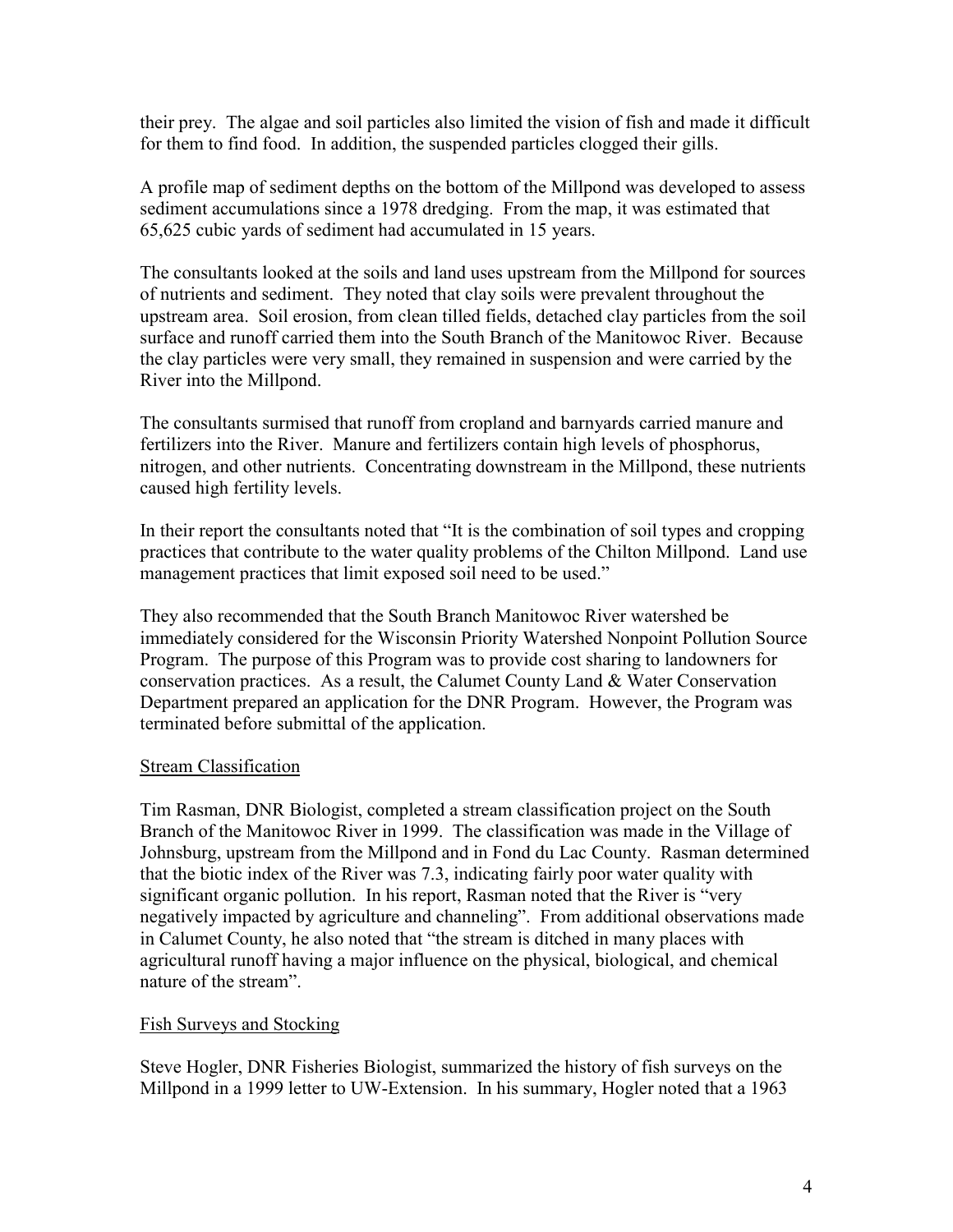their prey. The algae and soil particles also limited the vision of fish and made it difficult for them to find food. In addition, the suspended particles clogged their gills.

A profile map of sediment depths on the bottom of the Millpond was developed to assess sediment accumulations since a 1978 dredging. From the map, it was estimated that 65,625 cubic yards of sediment had accumulated in 15 years.

The consultants looked at the soils and land uses upstream from the Millpond for sources of nutrients and sediment. They noted that clay soils were prevalent throughout the upstream area. Soil erosion, from clean tilled fields, detached clay particles from the soil surface and runoff carried them into the South Branch of the Manitowoc River. Because the clay particles were very small, they remained in suspension and were carried by the River into the Millpond.

The consultants surmised that runoff from cropland and barnyards carried manure and fertilizers into the River. Manure and fertilizers contain high levels of phosphorus, nitrogen, and other nutrients. Concentrating downstream in the Millpond, these nutrients caused high fertility levels.

In their report the consultants noted that "It is the combination of soil types and cropping practices that contribute to the water quality problems of the Chilton Millpond. Land use management practices that limit exposed soil need to be used."

They also recommended that the South Branch Manitowoc River watershed be immediately considered for the Wisconsin Priority Watershed Nonpoint Pollution Source Program. The purpose of this Program was to provide cost sharing to landowners for conservation practices. As a result, the Calumet County Land & Water Conservation Department prepared an application for the DNR Program. However, the Program was terminated before submittal of the application.

## Stream Classification

Tim Rasman, DNR Biologist, completed a stream classification project on the South Branch of the Manitowoc River in 1999. The classification was made in the Village of Johnsburg, upstream from the Millpond and in Fond du Lac County. Rasman determined that the biotic index of the River was 7.3, indicating fairly poor water quality with significant organic pollution. In his report, Rasman noted that the River is "very negatively impacted by agriculture and channeling". From additional observations made in Calumet County, he also noted that "the stream is ditched in many places with agricultural runoff having a major influence on the physical, biological, and chemical nature of the stream".

## Fish Surveys and Stocking

Steve Hogler, DNR Fisheries Biologist, summarized the history of fish surveys on the Millpond in a 1999 letter to UW-Extension. In his summary, Hogler noted that a 1963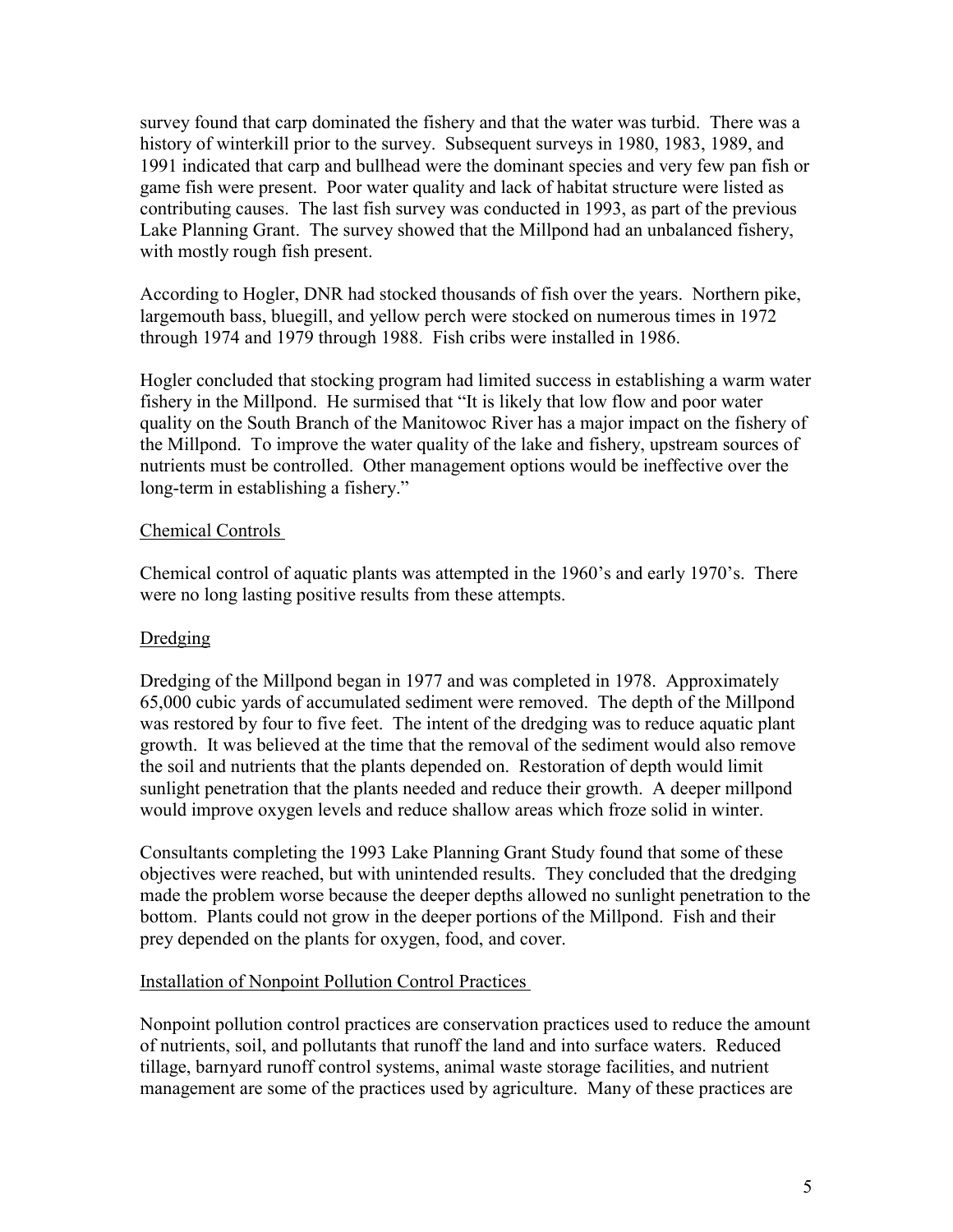survey found that carp dominated the fishery and that the water was turbid. There was a history of winterkill prior to the survey. Subsequent surveys in 1980, 1983, 1989, and 1991 indicated that carp and bullhead were the dominant species and very few pan fish or game fish were present. Poor water quality and lack of habitat structure were listed as contributing causes. The last fish survey was conducted in 1993, as part of the previous Lake Planning Grant. The survey showed that the Millpond had an unbalanced fishery, with mostly rough fish present.

According to Hogler, DNR had stocked thousands of fish over the years. Northern pike, largemouth bass, bluegill, and yellow perch were stocked on numerous times in 1972 through 1974 and 1979 through 1988. Fish cribs were installed in 1986.

Hogler concluded that stocking program had limited success in establishing a warm water fishery in the Millpond. He surmised that "It is likely that low flow and poor water quality on the South Branch of the Manitowoc River has a major impact on the fishery of the Millpond. To improve the water quality of the lake and fishery, upstream sources of nutrients must be controlled. Other management options would be ineffective over the long-term in establishing a fishery."

### Chemical Controls

Chemical control of aquatic plants was attempted in the 1960's and early 1970's. There were no long lasting positive results from these attempts.

### Dredging

Dredging of the Millpond began in 1977 and was completed in 1978. Approximately 65,000 cubic yards of accumulated sediment were removed. The depth of the Millpond was restored by four to five feet. The intent of the dredging was to reduce aquatic plant growth. It was believed at the time that the removal of the sediment would also remove the soil and nutrients that the plants depended on. Restoration of depth would limit sunlight penetration that the plants needed and reduce their growth. A deeper millpond would improve oxygen levels and reduce shallow areas which froze solid in winter.

Consultants completing the 1993 Lake Planning Grant Study found that some of these objectives were reached, but with unintended results. They concluded that the dredging made the problem worse because the deeper depths allowed no sunlight penetration to the bottom. Plants could not grow in the deeper portions of the Millpond. Fish and their prey depended on the plants for oxygen, food, and cover.

### Installation of Nonpoint Pollution Control Practices

Nonpoint pollution control practices are conservation practices used to reduce the amount of nutrients, soil, and pollutants that runoff the land and into surface waters. Reduced tillage, barnyard runoff control systems, animal waste storage facilities, and nutrient management are some of the practices used by agriculture. Many of these practices are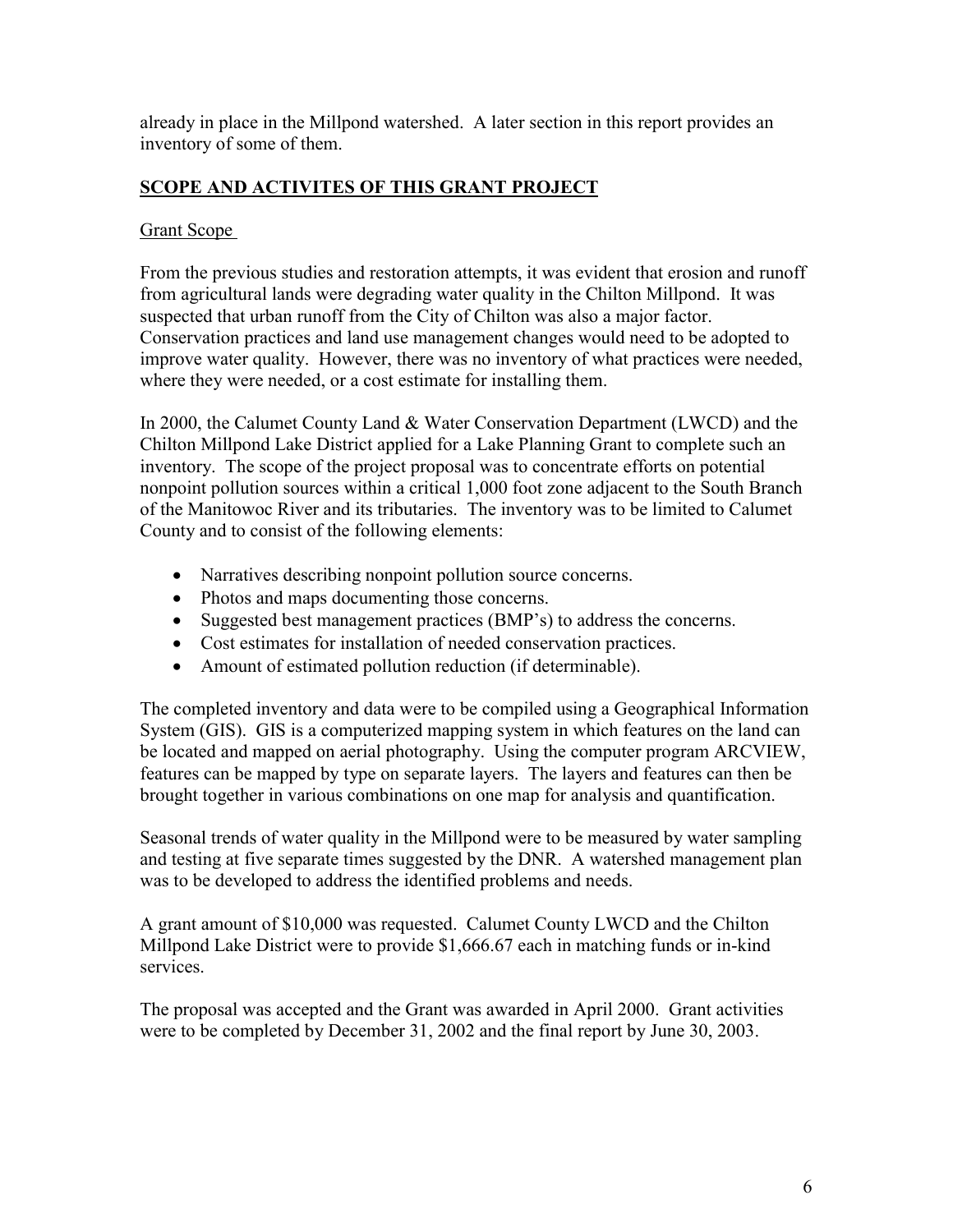already in place in the Millpond watershed. A later section in this report provides an inventory of some of them.

## SCOPE AND ACTIVITES OF THIS GRANT PROJECT

### Grant Scope

From the previous studies and restoration attempts, it was evident that erosion and runoff from agricultural lands were degrading water quality in the Chilton Millpond. It was suspected that urban runoff from the City of Chilton was also a major factor. Conservation practices and land use management changes would need to be adopted to improve water quality. However, there was no inventory of what practices were needed, where they were needed, or a cost estimate for installing them.

In 2000, the Calumet County Land & Water Conservation Department (LWCD) and the Chilton Millpond Lake District applied for a Lake Planning Grant to complete such an inventory. The scope of the project proposal was to concentrate efforts on potential nonpoint pollution sources within a critical 1,000 foot zone adjacent to the South Branch of the Manitowoc River and its tributaries. The inventory was to be limited to Calumet County and to consist of the following elements:

- Narratives describing nonpoint pollution source concerns.
- Photos and maps documenting those concerns.
- Suggested best management practices (BMP's) to address the concerns.
- Cost estimates for installation of needed conservation practices.
- Amount of estimated pollution reduction (if determinable).

The completed inventory and data were to be compiled using a Geographical Information System (GIS). GIS is a computerized mapping system in which features on the land can be located and mapped on aerial photography. Using the computer program ARCVIEW, features can be mapped by type on separate layers. The layers and features can then be brought together in various combinations on one map for analysis and quantification.

Seasonal trends of water quality in the Millpond were to be measured by water sampling and testing at five separate times suggested by the DNR. A watershed management plan was to be developed to address the identified problems and needs.

A grant amount of $10,000 was requested. Calumet County LWCD and the Chilton Millpond Lake District were to provide $1,666.67 each in matching funds or in-kind services.

The proposal was accepted and the Grant was awarded in April 2000. Grant activities were to be completed by December 31, 2002 and the final report by June 30, 2003.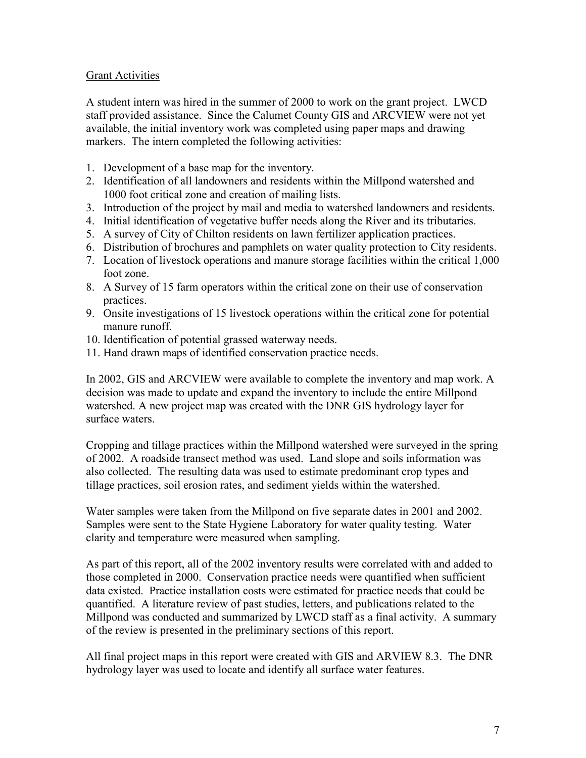## Grant Activities

A student intern was hired in the summer of 2000 to work on the grant project. LWCD staff provided assistance. Since the Calumet County GIS and ARCVIEW were not yet available, the initial inventory work was completed using paper maps and drawing markers. The intern completed the following activities:

1. Development of a base map for the inventory.
2. Identification of all landowners and residents within the Millpond watershed and 1000 foot critical zone and creation of mailing lists.
3. Introduction of the project by mail and media to watershed landowners and residents.
4. Initial identification of vegetative buffer needs along the River and its tributaries.
5. A survey of City of Chilton residents on lawn fertilizer application practices.
6. Distribution of brochures and pamphlets on water quality protection to City residents.
7. Location of livestock operations and manure storage facilities within the critical 1,000 foot zone.
8. A Survey of 15 farm operators within the critical zone on their use of conservation practices.
9. Onsite investigations of 15 livestock operations within the critical zone for potential manure runoff.
10. Identification of potential grassed waterway needs.
11. Hand drawn maps of identified conservation practice needs.

In 2002, GIS and ARCVIEW were available to complete the inventory and map work. A decision was made to update and expand the inventory to include the entire Millpond watershed. A new project map was created with the DNR GIS hydrology layer for surface waters.

Cropping and tillage practices within the Millpond watershed were surveyed in the spring of 2002. A roadside transect method was used. Land slope and soils information was also collected. The resulting data was used to estimate predominant crop types and tillage practices, soil erosion rates, and sediment yields within the watershed.

Water samples were taken from the Millpond on five separate dates in 2001 and 2002. Samples were sent to the State Hygiene Laboratory for water quality testing. Water clarity and temperature were measured when sampling.

As part of this report, all of the 2002 inventory results were correlated with and added to those completed in 2000. Conservation practice needs were quantified when sufficient data existed. Practice installation costs were estimated for practice needs that could be quantified. A literature review of past studies, letters, and publications related to the Millpond was conducted and summarized by LWCD staff as a final activity. A summary of the review is presented in the preliminary sections of this report.

All final project maps in this report were created with GIS and ARVIEW 8.3. The DNR hydrology layer was used to locate and identify all surface water features.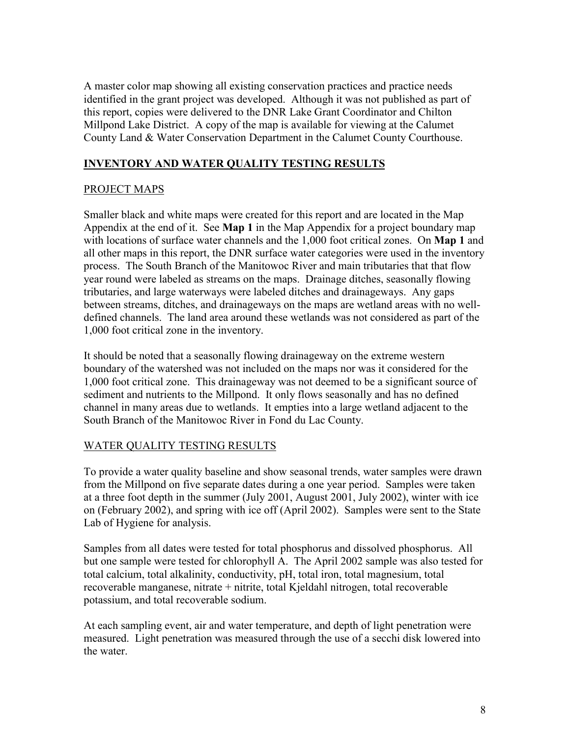A master color map showing all existing conservation practices and practice needs identified in the grant project was developed. Although it was not published as part of this report, copies were delivered to the DNR Lake Grant Coordinator and Chilton Millpond Lake District. A copy of the map is available for viewing at the Calumet County Land & Water Conservation Department in the Calumet County Courthouse.

## INVENTORY AND WATER QUALITY TESTING RESULTS

### PROJECT MAPS

Smaller black and white maps were created for this report and are located in the Map Appendix at the end of it. See **Map 1** in the Map Appendix for a project boundary map with locations of surface water channels and the 1,000 foot critical zones. On **Map 1** and all other maps in this report, the DNR surface water categories were used in the inventory process. The South Branch of the Manitowoc River and main tributaries that that flow year round were labeled as streams on the maps. Drainage ditches, seasonally flowing tributaries, and large waterways were labeled ditches and drainageways. Any gaps between streams, ditches, and drainageways on the maps are wetland areas with no well-defined channels. The land area around these wetlands was not considered as part of the 1,000 foot critical zone in the inventory.

It should be noted that a seasonally flowing drainageway on the extreme western boundary of the watershed was not included on the maps nor was it considered for the 1,000 foot critical zone. This drainageway was not deemed to be a significant source of sediment and nutrients to the Millpond. It only flows seasonally and has no defined channel in many areas due to wetlands. It empties into a large wetland adjacent to the South Branch of the Manitowoc River in Fond du Lac County.

### WATER QUALITY TESTING RESULTS

To provide a water quality baseline and show seasonal trends, water samples were drawn from the Millpond on five separate dates during a one year period. Samples were taken at a three foot depth in the summer (July 2001, August 2001, July 2002), winter with ice on (February 2002), and spring with ice off (April 2002). Samples were sent to the State Lab of Hygiene for analysis.

Samples from all dates were tested for total phosphorus and dissolved phosphorus. All but one sample were tested for chlorophyll A. The April 2002 sample was also tested for total calcium, total alkalinity, conductivity, pH, total iron, total magnesium, total recoverable manganese, nitrate + nitrite, total Kjeldahl nitrogen, total recoverable potassium, and total recoverable sodium.

At each sampling event, air and water temperature, and depth of light penetration were measured. Light penetration was measured through the use of a secchi disk lowered into the water.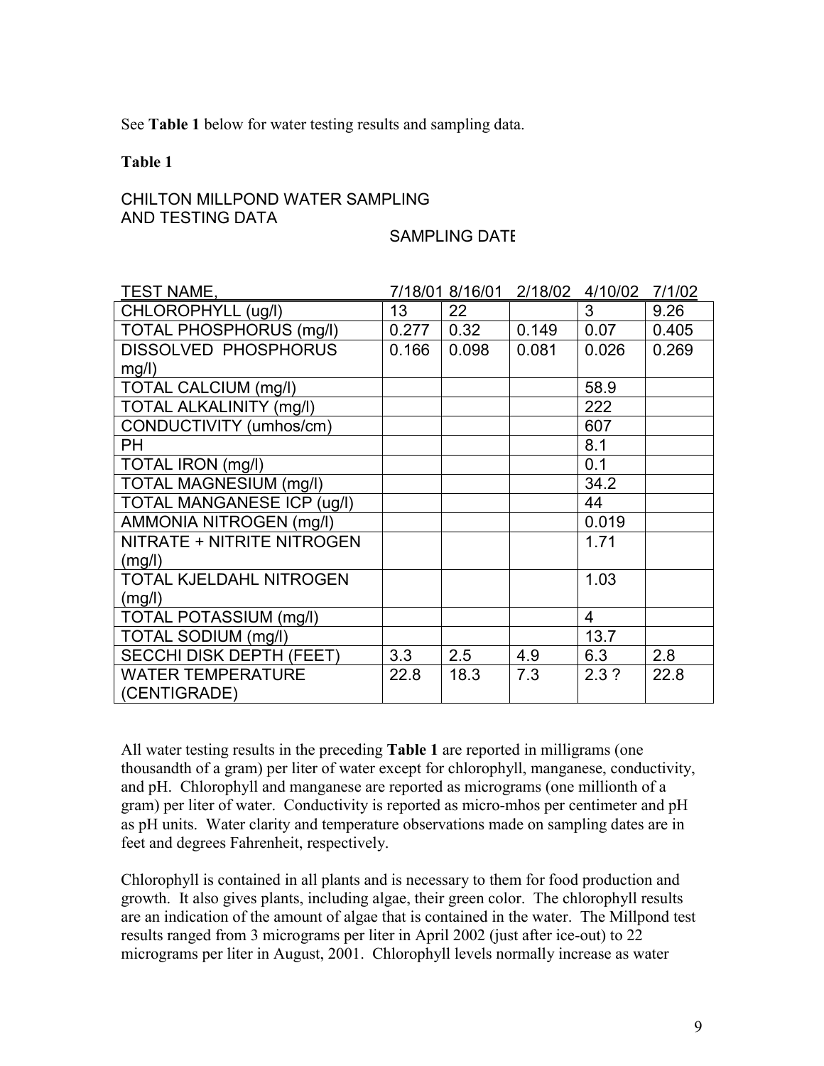See **Table 1** below for water testing results and sampling data.

**Table 1**

CHILTON MILLPOND WATER SAMPLING AND TESTING DATA

| TEST NAME, | SAMPLING DATE 7/18/01 | 8/16/01 | 2/18/02 | 4/10/02 | 7/1/02 |
|---|---|---|---|---|---|
| CHLOROPHYLL (ug/l) | 13 | 22 | | 3 | 9.26 |
| TOTAL PHOSPHORUS (mg/l) | 0.277 | 0.32 | 0.149 | 0.07 | 0.405 |
| DISSOLVED PHOSPHORUS mg/l) | 0.166 | 0.098 | 0.081 | 0.026 | 0.269 |
| TOTAL CALCIUM (mg/l) | | | | 58.9 | |
| TOTAL ALKALINITY (mg/l) | | | | 222 | |
| CONDUCTIVITY (umhos/cm) | | | | 607 | |
| PH | | | | 8.1 | |
| TOTAL IRON (mg/l) | | | | 0.1 | |
| TOTAL MAGNESIUM (mg/l) | | | | 34.2 | |
| TOTAL MANGANESE ICP (ug/l) | | | | 44 | |
| AMMONIA NITROGEN (mg/l) | | | | 0.019 | |
| NITRATE + NITRITE NITROGEN (mg/l) | | | | 1.71 | |
| TOTAL KJELDAHL NITROGEN (mg/l) | | | | 1.03 | |
| TOTAL POTASSIUM (mg/l) | | | | 4 | |
| TOTAL SODIUM (mg/l) | | | | 13.7 | |
| SECCHI DISK DEPTH (FEET) | 3.3 | 2.5 | 4.9 | 6.3 | 2.8 |
| WATER TEMPERATURE (CENTIGRADE) | 22.8 | 18.3 | 7.3 | 2.3 ? | 22.8 |

All water testing results in the preceding **Table 1** are reported in milligrams (one thousandth of a gram) per liter of water except for chlorophyll, manganese, conductivity, and pH. Chlorophyll and manganese are reported as micrograms (one millionth of a gram) per liter of water. Conductivity is reported as micro-mhos per centimeter and pH as pH units. Water clarity and temperature observations made on sampling dates are in feet and degrees Fahrenheit, respectively.

Chlorophyll is contained in all plants and is necessary to them for food production and growth. It also gives plants, including algae, their green color. The chlorophyll results are an indication of the amount of algae that is contained in the water. The Millpond test results ranged from 3 micrograms per liter in April 2002 (just after ice-out) to 22 micrograms per liter in August, 2001. Chlorophyll levels normally increase as water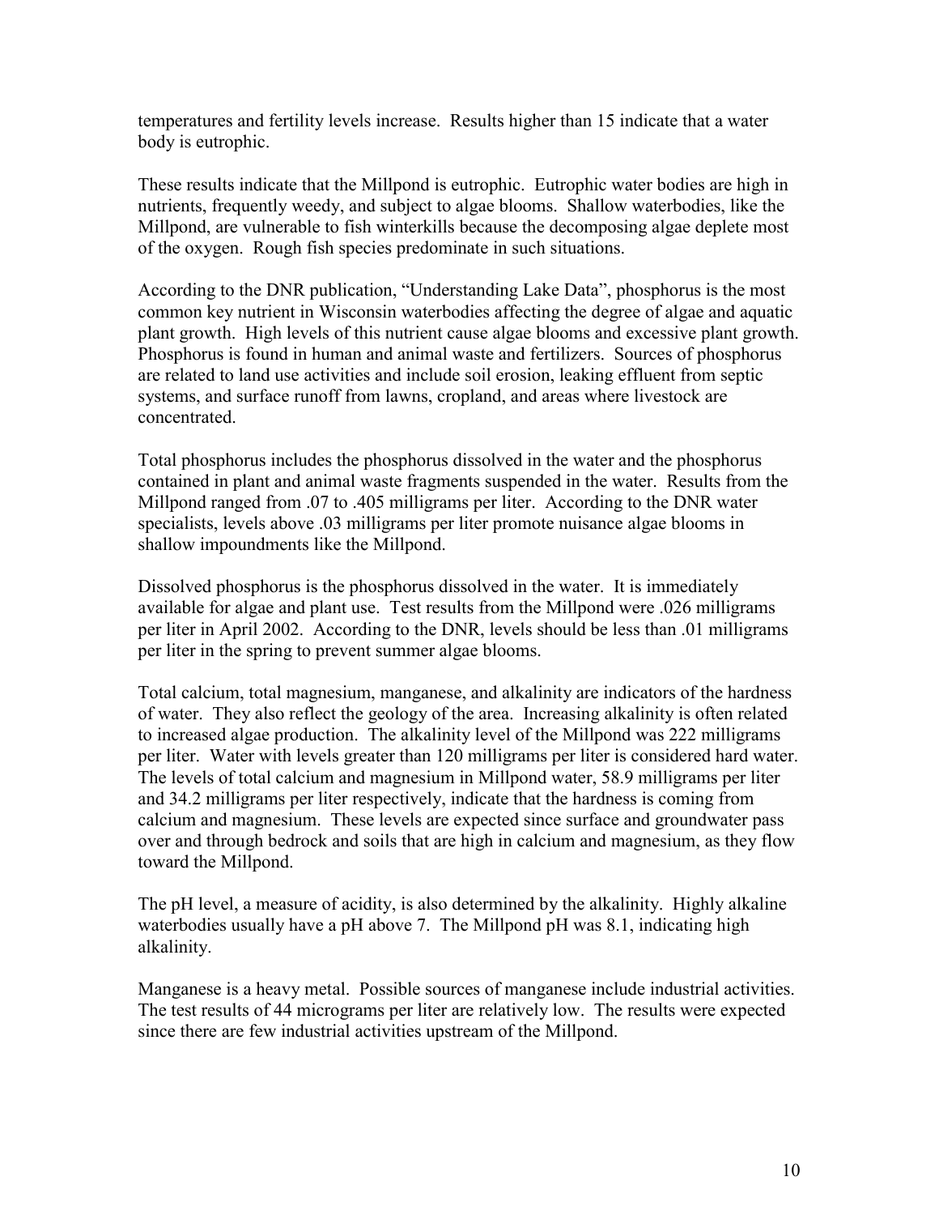temperatures and fertility levels increase. Results higher than 15 indicate that a water body is eutrophic.

These results indicate that the Millpond is eutrophic. Eutrophic water bodies are high in nutrients, frequently weedy, and subject to algae blooms. Shallow waterbodies, like the Millpond, are vulnerable to fish winterkills because the decomposing algae deplete most of the oxygen. Rough fish species predominate in such situations.

According to the DNR publication, "Understanding Lake Data", phosphorus is the most common key nutrient in Wisconsin waterbodies affecting the degree of algae and aquatic plant growth. High levels of this nutrient cause algae blooms and excessive plant growth. Phosphorus is found in human and animal waste and fertilizers. Sources of phosphorus are related to land use activities and include soil erosion, leaking effluent from septic systems, and surface runoff from lawns, cropland, and areas where livestock are concentrated.

Total phosphorus includes the phosphorus dissolved in the water and the phosphorus contained in plant and animal waste fragments suspended in the water. Results from the Millpond ranged from .07 to .405 milligrams per liter. According to the DNR water specialists, levels above .03 milligrams per liter promote nuisance algae blooms in shallow impoundments like the Millpond.

Dissolved phosphorus is the phosphorus dissolved in the water. It is immediately available for algae and plant use. Test results from the Millpond were .026 milligrams per liter in April 2002. According to the DNR, levels should be less than .01 milligrams per liter in the spring to prevent summer algae blooms.

Total calcium, total magnesium, manganese, and alkalinity are indicators of the hardness of water. They also reflect the geology of the area. Increasing alkalinity is often related to increased algae production. The alkalinity level of the Millpond was 222 milligrams per liter. Water with levels greater than 120 milligrams per liter is considered hard water. The levels of total calcium and magnesium in Millpond water, 58.9 milligrams per liter and 34.2 milligrams per liter respectively, indicate that the hardness is coming from calcium and magnesium. These levels are expected since surface and groundwater pass over and through bedrock and soils that are high in calcium and magnesium, as they flow toward the Millpond.

The pH level, a measure of acidity, is also determined by the alkalinity. Highly alkaline waterbodies usually have a pH above 7. The Millpond pH was 8.1, indicating high alkalinity.

Manganese is a heavy metal. Possible sources of manganese include industrial activities. The test results of 44 micrograms per liter are relatively low. The results were expected since there are few industrial activities upstream of the Millpond.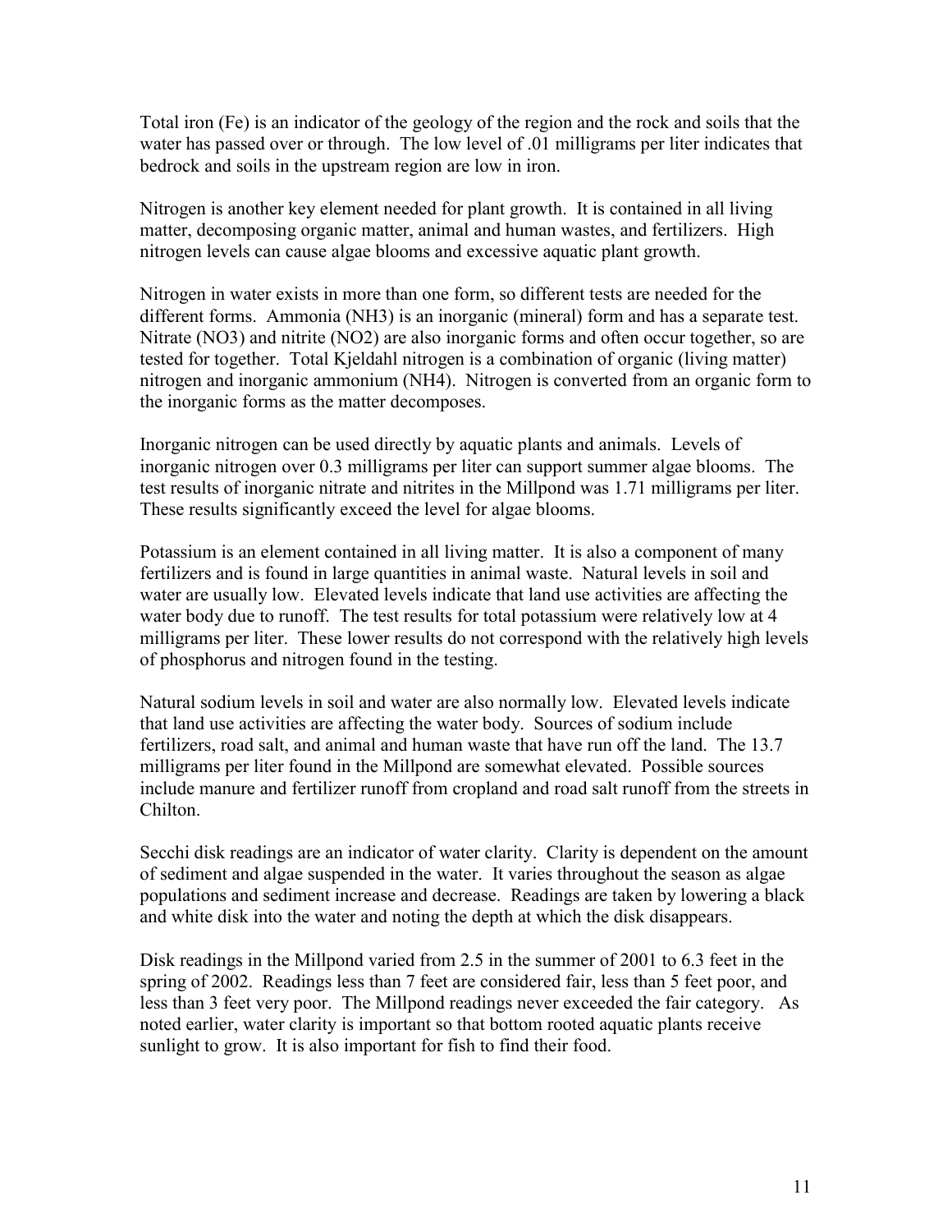Total iron (Fe) is an indicator of the geology of the region and the rock and soils that the water has passed over or through. The low level of .01 milligrams per liter indicates that bedrock and soils in the upstream region are low in iron.

Nitrogen is another key element needed for plant growth. It is contained in all living matter, decomposing organic matter, animal and human wastes, and fertilizers. High nitrogen levels can cause algae blooms and excessive aquatic plant growth.

Nitrogen in water exists in more than one form, so different tests are needed for the different forms. Ammonia ($NH_3$) is an inorganic (mineral) form and has a separate test. Nitrate ($NO_3$) and nitrite ($NO_2$) are also inorganic forms and often occur together, so are tested for together. Total Kjeldahl nitrogen is a combination of organic (living matter) nitrogen and inorganic ammonium ($NH_4$). Nitrogen is converted from an organic form to the inorganic forms as the matter decomposes.

Inorganic nitrogen can be used directly by aquatic plants and animals. Levels of inorganic nitrogen over 0.3 milligrams per liter can support summer algae blooms. The test results of inorganic nitrate and nitrites in the Millpond was 1.71 milligrams per liter. These results significantly exceed the level for algae blooms.

Potassium is an element contained in all living matter. It is also a component of many fertilizers and is found in large quantities in animal waste. Natural levels in soil and water are usually low. Elevated levels indicate that land use activities are affecting the water body due to runoff. The test results for total potassium were relatively low at 4 milligrams per liter. These lower results do not correspond with the relatively high levels of phosphorus and nitrogen found in the testing.

Natural sodium levels in soil and water are also normally low. Elevated levels indicate that land use activities are affecting the water body. Sources of sodium include fertilizers, road salt, and animal and human waste that have run off the land. The 13.7 milligrams per liter found in the Millpond are somewhat elevated. Possible sources include manure and fertilizer runoff from cropland and road salt runoff from the streets in Chilton.

Secchi disk readings are an indicator of water clarity. Clarity is dependent on the amount of sediment and algae suspended in the water. It varies throughout the season as algae populations and sediment increase and decrease. Readings are taken by lowering a black and white disk into the water and noting the depth at which the disk disappears.

Disk readings in the Millpond varied from 2.5 in the summer of 2001 to 6.3 feet in the spring of 2002. Readings less than 7 feet are considered fair, less than 5 feet poor, and less than 3 feet very poor. The Millpond readings never exceeded the fair category. As noted earlier, water clarity is important so that bottom rooted aquatic plants receive sunlight to grow. It is also important for fish to find their food.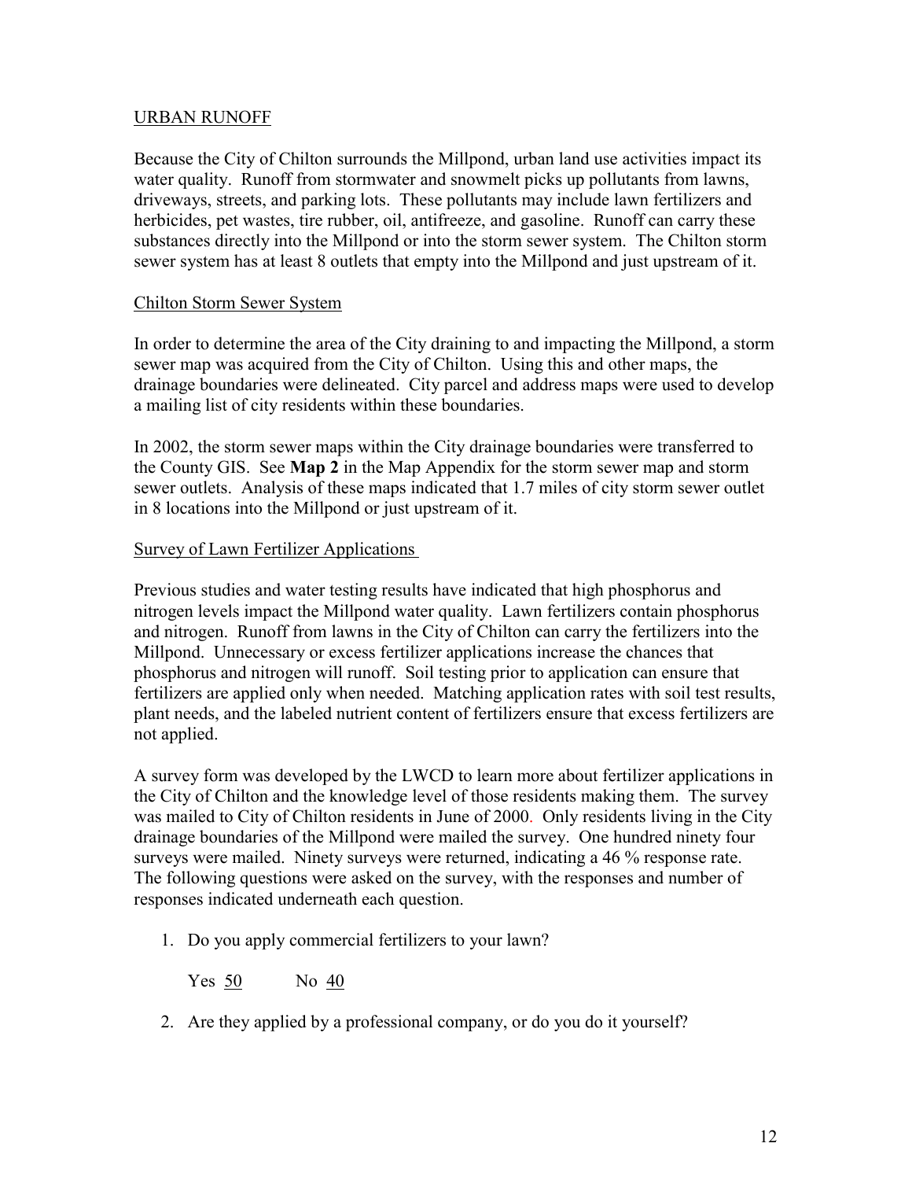## URBAN RUNOFF

Because the City of Chilton surrounds the Millpond, urban land use activities impact its water quality. Runoff from stormwater and snowmelt picks up pollutants from lawns, driveways, streets, and parking lots. These pollutants may include lawn fertilizers and herbicides, pet wastes, tire rubber, oil, antifreeze, and gasoline. Runoff can carry these substances directly into the Millpond or into the storm sewer system. The Chilton storm sewer system has at least 8 outlets that empty into the Millpond and just upstream of it.

### Chilton Storm Sewer System

In order to determine the area of the City draining to and impacting the Millpond, a storm sewer map was acquired from the City of Chilton. Using this and other maps, the drainage boundaries were delineated. City parcel and address maps were used to develop a mailing list of city residents within these boundaries.

In 2002, the storm sewer maps within the City drainage boundaries were transferred to the County GIS. See **Map 2** in the Map Appendix for the storm sewer map and storm sewer outlets. Analysis of these maps indicated that 1.7 miles of city storm sewer outlet in 8 locations into the Millpond or just upstream of it.

### Survey of Lawn Fertilizer Applications

Previous studies and water testing results have indicated that high phosphorus and nitrogen levels impact the Millpond water quality. Lawn fertilizers contain phosphorus and nitrogen. Runoff from lawns in the City of Chilton can carry the fertilizers into the Millpond. Unnecessary or excess fertilizer applications increase the chances that phosphorus and nitrogen will runoff. Soil testing prior to application can ensure that fertilizers are applied only when needed. Matching application rates with soil test results, plant needs, and the labeled nutrient content of fertilizers ensure that excess fertilizers are not applied.

A survey form was developed by the LWCD to learn more about fertilizer applications in the City of Chilton and the knowledge level of those residents making them. The survey was mailed to City of Chilton residents in June of 2000. Only residents living in the City drainage boundaries of the Millpond were mailed the survey. One hundred ninety four surveys were mailed. Ninety surveys were returned, indicating a 46 % response rate. The following questions were asked on the survey, with the responses and number of responses indicated underneath each question.

1. Do you apply commercial fertilizers to your lawn?

   Yes 50 No 40

2. Are they applied by a professional company, or do you do it yourself?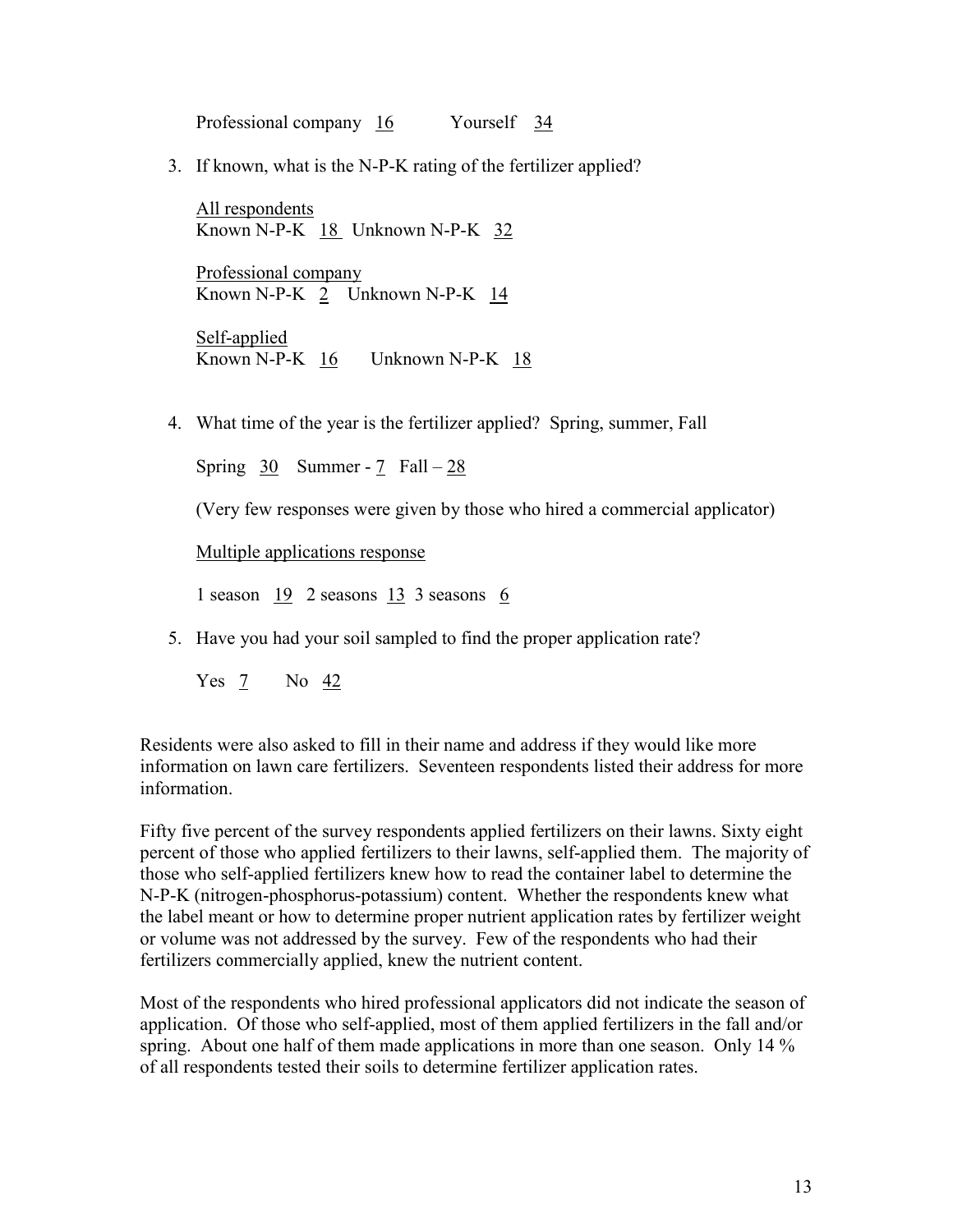Professional company 16  Yourself 34

3. If known, what is the N-P-K rating of the fertilizer applied?

   All respondents
   Known N-P-K 18 Unknown N-P-K 32

   Professional company
   Known N-P-K 2 Unknown N-P-K 14

   Self-applied
   Known N-P-K 16  Unknown N-P-K 18

4. What time of the year is the fertilizer applied? Spring, summer, Fall

   Spring 30 Summer - 7 Fall – 28

   (Very few responses were given by those who hired a commercial applicator)

   Multiple applications response

   1 season 19 2 seasons 13 3 seasons 6

5. Have you had your soil sampled to find the proper application rate?

   Yes 7  No 42

Residents were also asked to fill in their name and address if they would like more information on lawn care fertilizers. Seventeen respondents listed their address for more information.

Fifty five percent of the survey respondents applied fertilizers on their lawns. Sixty eight percent of those who applied fertilizers to their lawns, self-applied them. The majority of those who self-applied fertilizers knew how to read the container label to determine the N-P-K (nitrogen-phosphorus-potassium) content. Whether the respondents knew what the label meant or how to determine proper nutrient application rates by fertilizer weight or volume was not addressed by the survey. Few of the respondents who had their fertilizers commercially applied, knew the nutrient content.

Most of the respondents who hired professional applicators did not indicate the season of application. Of those who self-applied, most of them applied fertilizers in the fall and/or spring. About one half of them made applications in more than one season. Only 14 % of all respondents tested their soils to determine fertilizer application rates.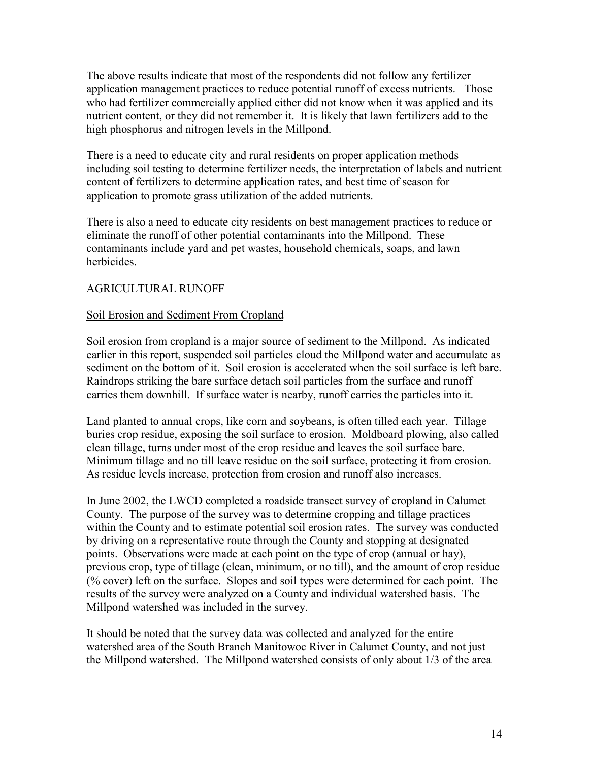The above results indicate that most of the respondents did not follow any fertilizer application management practices to reduce potential runoff of excess nutrients. Those who had fertilizer commercially applied either did not know when it was applied and its nutrient content, or they did not remember it. It is likely that lawn fertilizers add to the high phosphorus and nitrogen levels in the Millpond.

There is a need to educate city and rural residents on proper application methods including soil testing to determine fertilizer needs, the interpretation of labels and nutrient content of fertilizers to determine application rates, and best time of season for application to promote grass utilization of the added nutrients.

There is also a need to educate city residents on best management practices to reduce or eliminate the runoff of other potential contaminants into the Millpond. These contaminants include yard and pet wastes, household chemicals, soaps, and lawn herbicides.

## AGRICULTURAL RUNOFF

### Soil Erosion and Sediment From Cropland

Soil erosion from cropland is a major source of sediment to the Millpond. As indicated earlier in this report, suspended soil particles cloud the Millpond water and accumulate as sediment on the bottom of it. Soil erosion is accelerated when the soil surface is left bare. Raindrops striking the bare surface detach soil particles from the surface and runoff carries them downhill. If surface water is nearby, runoff carries the particles into it.

Land planted to annual crops, like corn and soybeans, is often tilled each year. Tillage buries crop residue, exposing the soil surface to erosion. Moldboard plowing, also called clean tillage, turns under most of the crop residue and leaves the soil surface bare. Minimum tillage and no till leave residue on the soil surface, protecting it from erosion. As residue levels increase, protection from erosion and runoff also increases.

In June 2002, the LWCD completed a roadside transect survey of cropland in Calumet County. The purpose of the survey was to determine cropping and tillage practices within the County and to estimate potential soil erosion rates. The survey was conducted by driving on a representative route through the County and stopping at designated points. Observations were made at each point on the type of crop (annual or hay), previous crop, type of tillage (clean, minimum, or no till), and the amount of crop residue (% cover) left on the surface. Slopes and soil types were determined for each point. The results of the survey were analyzed on a County and individual watershed basis. The Millpond watershed was included in the survey.

It should be noted that the survey data was collected and analyzed for the entire watershed area of the South Branch Manitowoc River in Calumet County, and not just the Millpond watershed. The Millpond watershed consists of only about 1/3 of the area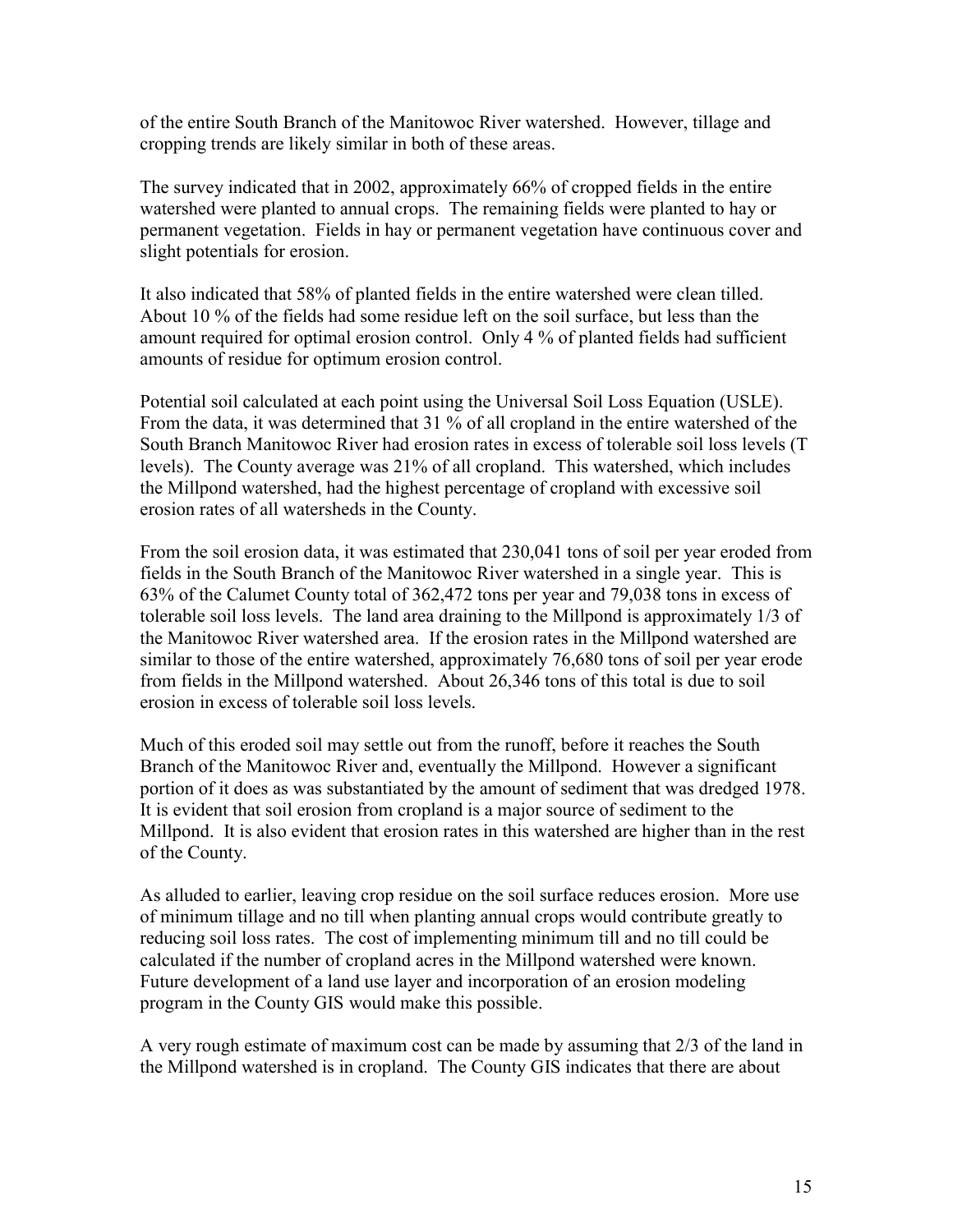of the entire South Branch of the Manitowoc River watershed. However, tillage and cropping trends are likely similar in both of these areas.

The survey indicated that in 2002, approximately 66% of cropped fields in the entire watershed were planted to annual crops. The remaining fields were planted to hay or permanent vegetation. Fields in hay or permanent vegetation have continuous cover and slight potentials for erosion.

It also indicated that 58% of planted fields in the entire watershed were clean tilled. About 10 % of the fields had some residue left on the soil surface, but less than the amount required for optimal erosion control. Only 4 % of planted fields had sufficient amounts of residue for optimum erosion control.

Potential soil calculated at each point using the Universal Soil Loss Equation (USLE). From the data, it was determined that 31 % of all cropland in the entire watershed of the South Branch Manitowoc River had erosion rates in excess of tolerable soil loss levels (T levels). The County average was 21% of all cropland. This watershed, which includes the Millpond watershed, had the highest percentage of cropland with excessive soil erosion rates of all watersheds in the County.

From the soil erosion data, it was estimated that 230,041 tons of soil per year eroded from fields in the South Branch of the Manitowoc River watershed in a single year. This is 63% of the Calumet County total of 362,472 tons per year and 79,038 tons in excess of tolerable soil loss levels. The land area draining to the Millpond is approximately 1/3 of the Manitowoc River watershed area. If the erosion rates in the Millpond watershed are similar to those of the entire watershed, approximately 76,680 tons of soil per year erode from fields in the Millpond watershed. About 26,346 tons of this total is due to soil erosion in excess of tolerable soil loss levels.

Much of this eroded soil may settle out from the runoff, before it reaches the South Branch of the Manitowoc River and, eventually the Millpond. However a significant portion of it does as was substantiated by the amount of sediment that was dredged 1978. It is evident that soil erosion from cropland is a major source of sediment to the Millpond. It is also evident that erosion rates in this watershed are higher than in the rest of the County.

As alluded to earlier, leaving crop residue on the soil surface reduces erosion. More use of minimum tillage and no till when planting annual crops would contribute greatly to reducing soil loss rates. The cost of implementing minimum till and no till could be calculated if the number of cropland acres in the Millpond watershed were known. Future development of a land use layer and incorporation of an erosion modeling program in the County GIS would make this possible.

A very rough estimate of maximum cost can be made by assuming that 2/3 of the land in the Millpond watershed is in cropland. The County GIS indicates that there are about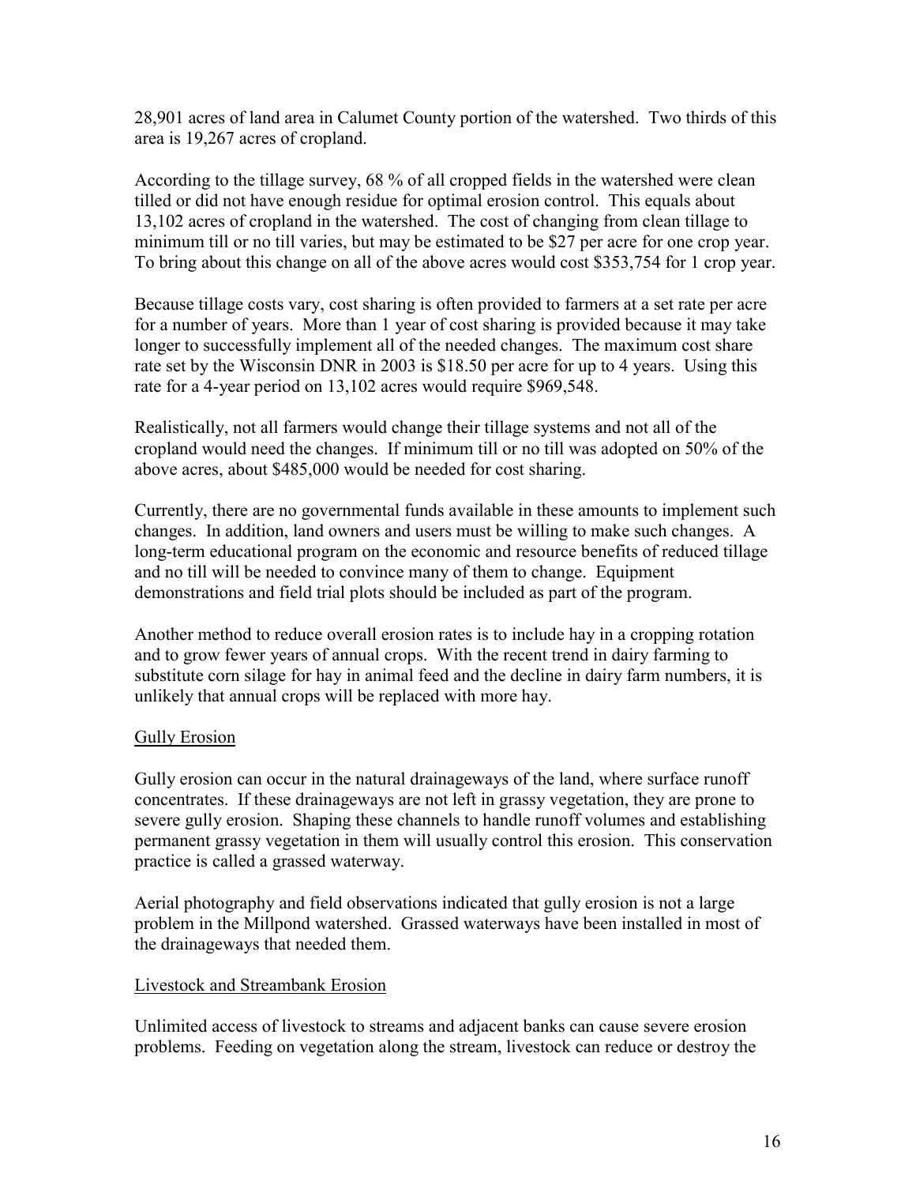28,901 acres of land area in Calumet County portion of the watershed. Two thirds of this area is 19,267 acres of cropland.

According to the tillage survey, 68 % of all cropped fields in the watershed were clean tilled or did not have enough residue for optimal erosion control. This equals about 13,102 acres of cropland in the watershed. The cost of changing from clean tillage to minimum till or no till varies, but may be estimated to be $27 per acre for one crop year. To bring about this change on all of the above acres would cost $353,754 for 1 crop year.

Because tillage costs vary, cost sharing is often provided to farmers at a set rate per acre for a number of years. More than 1 year of cost sharing is provided because it may take longer to successfully implement all of the needed changes. The maximum cost share rate set by the Wisconsin DNR in 2003 is $18.50 per acre for up to 4 years. Using this rate for a 4-year period on 13,102 acres would require $969,548.

Realistically, not all farmers would change their tillage systems and not all of the cropland would need the changes. If minimum till or no till was adopted on 50% of the above acres, about $485,000 would be needed for cost sharing.

Currently, there are no governmental funds available in these amounts to implement such changes. In addition, land owners and users must be willing to make such changes. A long-term educational program on the economic and resource benefits of reduced tillage and no till will be needed to convince many of them to change. Equipment demonstrations and field trial plots should be included as part of the program.

Another method to reduce overall erosion rates is to include hay in a cropping rotation and to grow fewer years of annual crops. With the recent trend in dairy farming to substitute corn silage for hay in animal feed and the decline in dairy farm numbers, it is unlikely that annual crops will be replaced with more hay.

### Gully Erosion

Gully erosion can occur in the natural drainageways of the land, where surface runoff concentrates. If these drainageways are not left in grassy vegetation, they are prone to severe gully erosion. Shaping these channels to handle runoff volumes and establishing permanent grassy vegetation in them will usually control this erosion. This conservation practice is called a grassed waterway.

Aerial photography and field observations indicated that gully erosion is not a large problem in the Millpond watershed. Grassed waterways have been installed in most of the drainageways that needed them.

### Livestock and Streambank Erosion

Unlimited access of livestock to streams and adjacent banks can cause severe erosion problems. Feeding on vegetation along the stream, livestock can reduce or destroy the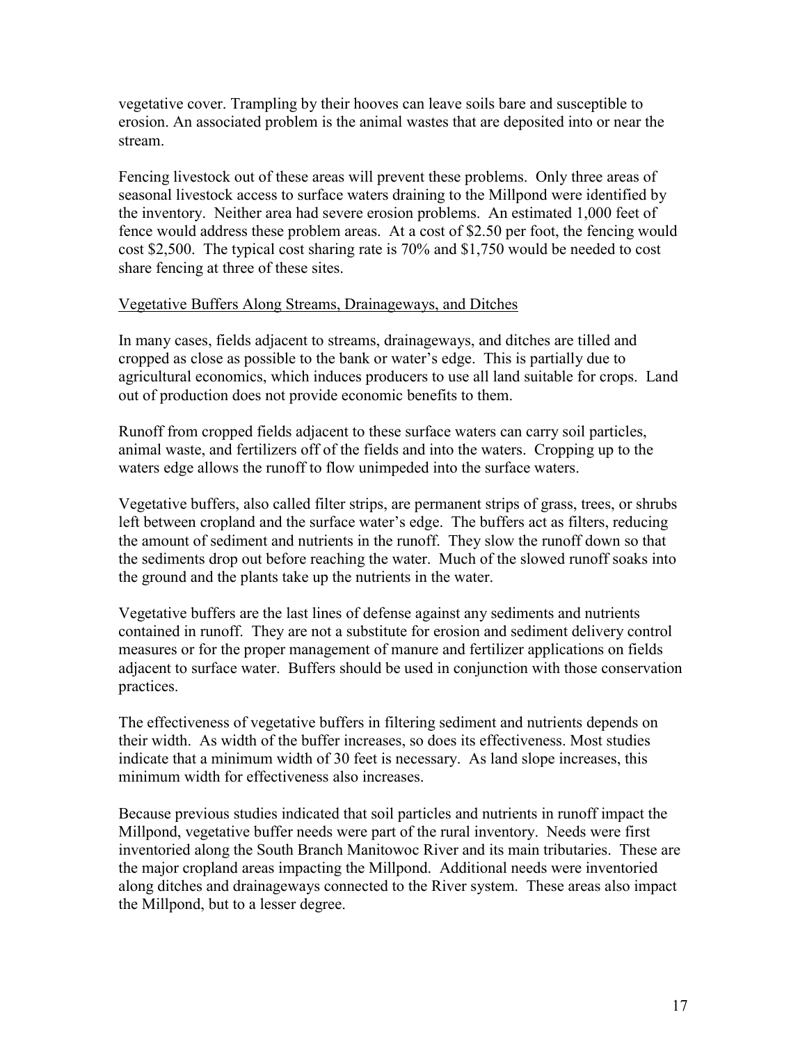vegetative cover. Trampling by their hooves can leave soils bare and susceptible to erosion. An associated problem is the animal wastes that are deposited into or near the stream.

Fencing livestock out of these areas will prevent these problems. Only three areas of seasonal livestock access to surface waters draining to the Millpond were identified by the inventory. Neither area had severe erosion problems. An estimated 1,000 feet of fence would address these problem areas. At a cost of $2.50 per foot, the fencing would cost $2,500. The typical cost sharing rate is 70% and $1,750 would be needed to cost share fencing at three of these sites.

<u>Vegetative Buffers Along Streams, Drainageways, and Ditches</u>

In many cases, fields adjacent to streams, drainageways, and ditches are tilled and cropped as close as possible to the bank or water's edge. This is partially due to agricultural economics, which induces producers to use all land suitable for crops. Land out of production does not provide economic benefits to them.

Runoff from cropped fields adjacent to these surface waters can carry soil particles, animal waste, and fertilizers off of the fields and into the waters. Cropping up to the waters edge allows the runoff to flow unimpeded into the surface waters.

Vegetative buffers, also called filter strips, are permanent strips of grass, trees, or shrubs left between cropland and the surface water's edge. The buffers act as filters, reducing the amount of sediment and nutrients in the runoff. They slow the runoff down so that the sediments drop out before reaching the water. Much of the slowed runoff soaks into the ground and the plants take up the nutrients in the water.

Vegetative buffers are the last lines of defense against any sediments and nutrients contained in runoff. They are not a substitute for erosion and sediment delivery control measures or for the proper management of manure and fertilizer applications on fields adjacent to surface water. Buffers should be used in conjunction with those conservation practices.

The effectiveness of vegetative buffers in filtering sediment and nutrients depends on their width. As width of the buffer increases, so does its effectiveness. Most studies indicate that a minimum width of 30 feet is necessary. As land slope increases, this minimum width for effectiveness also increases.

Because previous studies indicated that soil particles and nutrients in runoff impact the Millpond, vegetative buffer needs were part of the rural inventory. Needs were first inventoried along the South Branch Manitowoc River and its main tributaries. These are the major cropland areas impacting the Millpond. Additional needs were inventoried along ditches and drainageways connected to the River system. These areas also impact the Millpond, but to a lesser degree.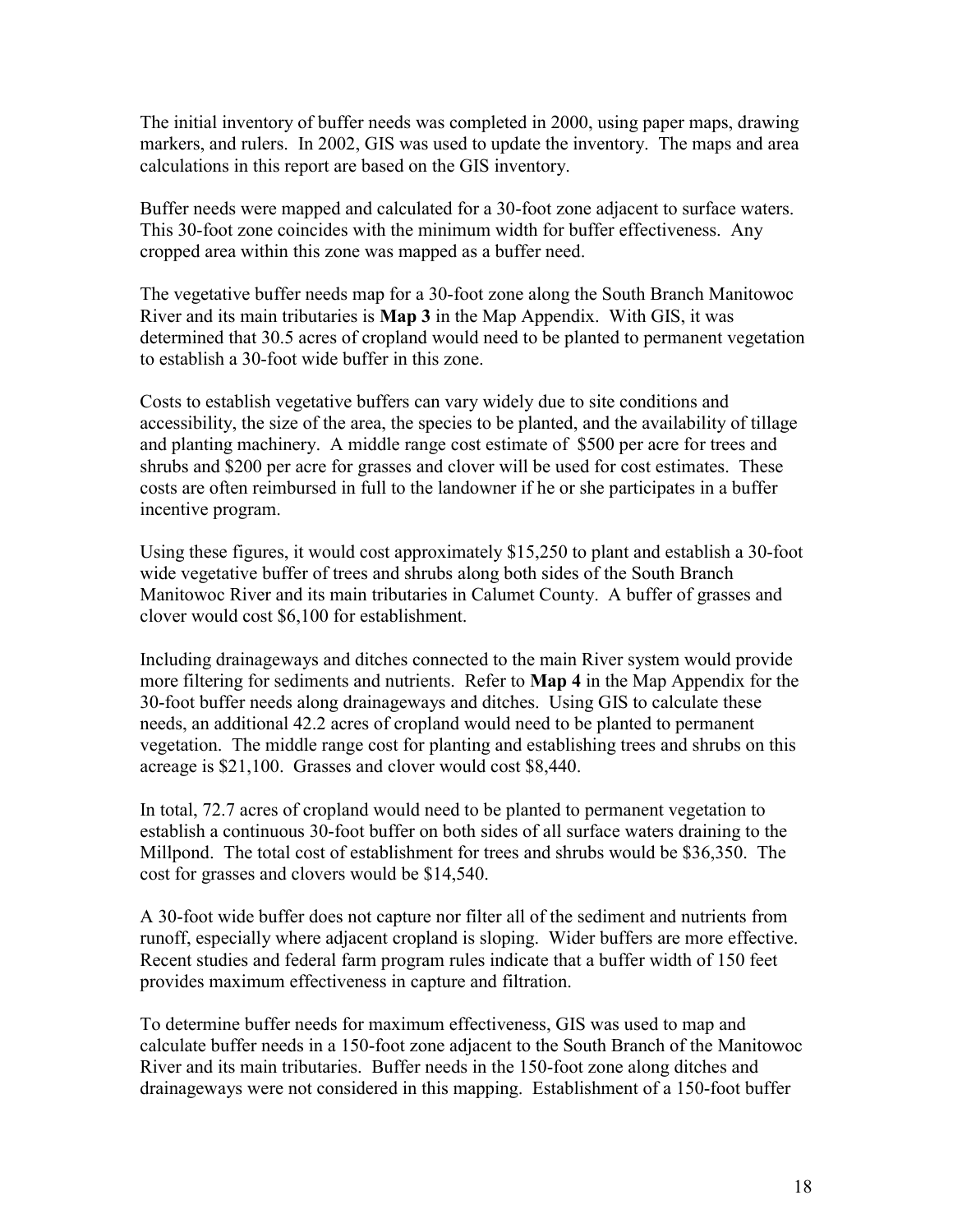The initial inventory of buffer needs was completed in 2000, using paper maps, drawing markers, and rulers. In 2002, GIS was used to update the inventory. The maps and area calculations in this report are based on the GIS inventory.

Buffer needs were mapped and calculated for a 30-foot zone adjacent to surface waters. This 30-foot zone coincides with the minimum width for buffer effectiveness. Any cropped area within this zone was mapped as a buffer need.

The vegetative buffer needs map for a 30-foot zone along the South Branch Manitowoc River and its main tributaries is **Map 3** in the Map Appendix. With GIS, it was determined that 30.5 acres of cropland would need to be planted to permanent vegetation to establish a 30-foot wide buffer in this zone.

Costs to establish vegetative buffers can vary widely due to site conditions and accessibility, the size of the area, the species to be planted, and the availability of tillage and planting machinery. A middle range cost estimate of $500 per acre for trees and shrubs and $200 per acre for grasses and clover will be used for cost estimates. These costs are often reimbursed in full to the landowner if he or she participates in a buffer incentive program.

Using these figures, it would cost approximately $15,250 to plant and establish a 30-foot wide vegetative buffer of trees and shrubs along both sides of the South Branch Manitowoc River and its main tributaries in Calumet County. A buffer of grasses and clover would cost $6,100 for establishment.

Including drainageways and ditches connected to the main River system would provide more filtering for sediments and nutrients. Refer to **Map 4** in the Map Appendix for the 30-foot buffer needs along drainageways and ditches. Using GIS to calculate these needs, an additional 42.2 acres of cropland would need to be planted to permanent vegetation. The middle range cost for planting and establishing trees and shrubs on this acreage is $21,100. Grasses and clover would cost $8,440.

In total, 72.7 acres of cropland would need to be planted to permanent vegetation to establish a continuous 30-foot buffer on both sides of all surface waters draining to the Millpond. The total cost of establishment for trees and shrubs would be $36,350. The cost for grasses and clovers would be $14,540.

A 30-foot wide buffer does not capture nor filter all of the sediment and nutrients from runoff, especially where adjacent cropland is sloping. Wider buffers are more effective. Recent studies and federal farm program rules indicate that a buffer width of 150 feet provides maximum effectiveness in capture and filtration.

To determine buffer needs for maximum effectiveness, GIS was used to map and calculate buffer needs in a 150-foot zone adjacent to the South Branch of the Manitowoc River and its main tributaries. Buffer needs in the 150-foot zone along ditches and drainageways were not considered in this mapping. Establishment of a 150-foot buffer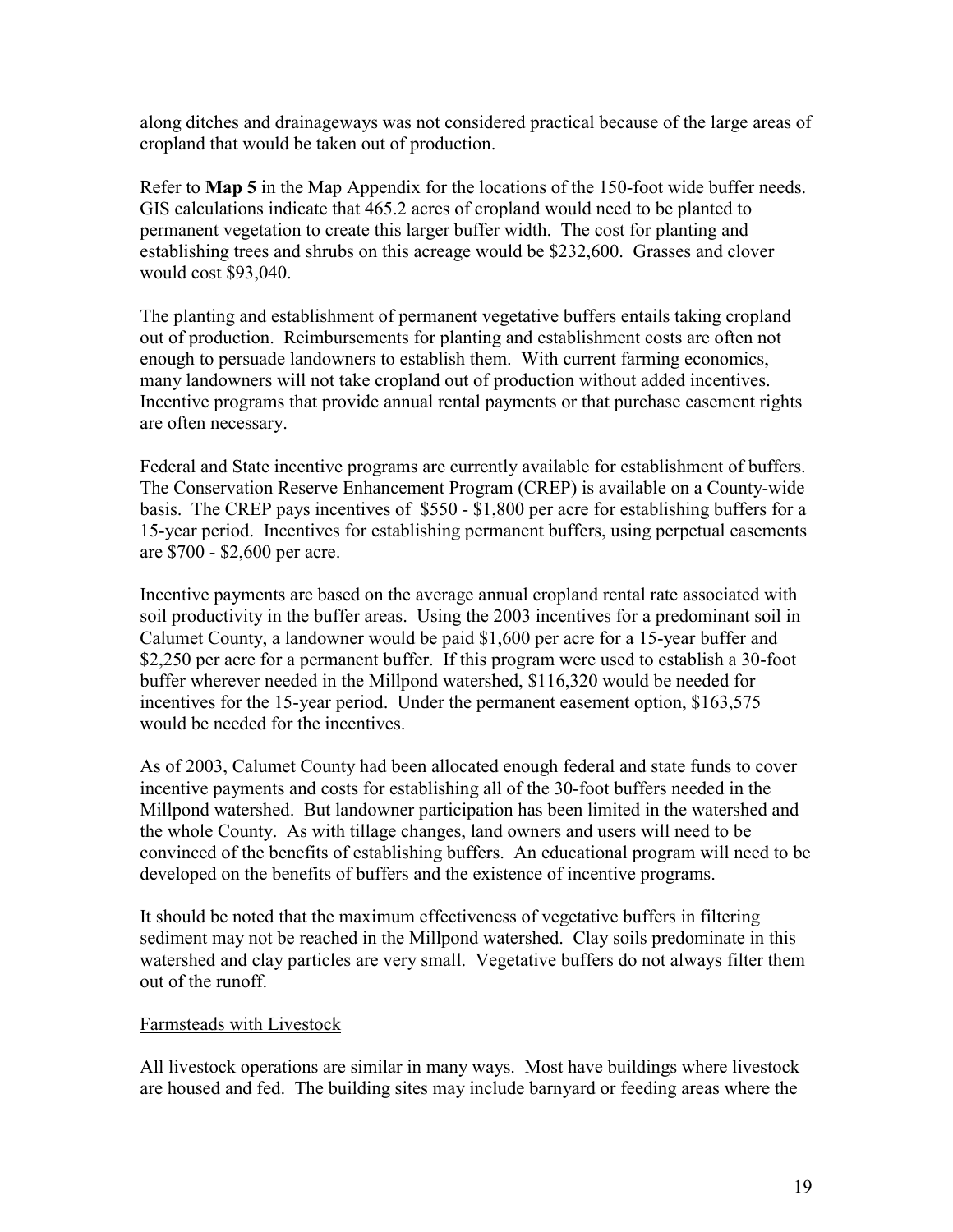along ditches and drainageways was not considered practical because of the large areas of cropland that would be taken out of production.

Refer to **Map 5** in the Map Appendix for the locations of the 150-foot wide buffer needs. GIS calculations indicate that 465.2 acres of cropland would need to be planted to permanent vegetation to create this larger buffer width. The cost for planting and establishing trees and shrubs on this acreage would be $232,600. Grasses and clover would cost $93,040.

The planting and establishment of permanent vegetative buffers entails taking cropland out of production. Reimbursements for planting and establishment costs are often not enough to persuade landowners to establish them. With current farming economics, many landowners will not take cropland out of production without added incentives. Incentive programs that provide annual rental payments or that purchase easement rights are often necessary.

Federal and State incentive programs are currently available for establishment of buffers. The Conservation Reserve Enhancement Program (CREP) is available on a County-wide basis. The CREP pays incentives of $550 - $1,800 per acre for establishing buffers for a 15-year period. Incentives for establishing permanent buffers, using perpetual easements are $700 - $2,600 per acre.

Incentive payments are based on the average annual cropland rental rate associated with soil productivity in the buffer areas. Using the 2003 incentives for a predominant soil in Calumet County, a landowner would be paid $1,600 per acre for a 15-year buffer and $2,250 per acre for a permanent buffer. If this program were used to establish a 30-foot buffer wherever needed in the Millpond watershed, $116,320 would be needed for incentives for the 15-year period. Under the permanent easement option, $163,575 would be needed for the incentives.

As of 2003, Calumet County had been allocated enough federal and state funds to cover incentive payments and costs for establishing all of the 30-foot buffers needed in the Millpond watershed. But landowner participation has been limited in the watershed and the whole County. As with tillage changes, land owners and users will need to be convinced of the benefits of establishing buffers. An educational program will need to be developed on the benefits of buffers and the existence of incentive programs.

It should be noted that the maximum effectiveness of vegetative buffers in filtering sediment may not be reached in the Millpond watershed. Clay soils predominate in this watershed and clay particles are very small. Vegetative buffers do not always filter them out of the runoff.

Farmsteads with Livestock

All livestock operations are similar in many ways. Most have buildings where livestock are housed and fed. The building sites may include barnyard or feeding areas where the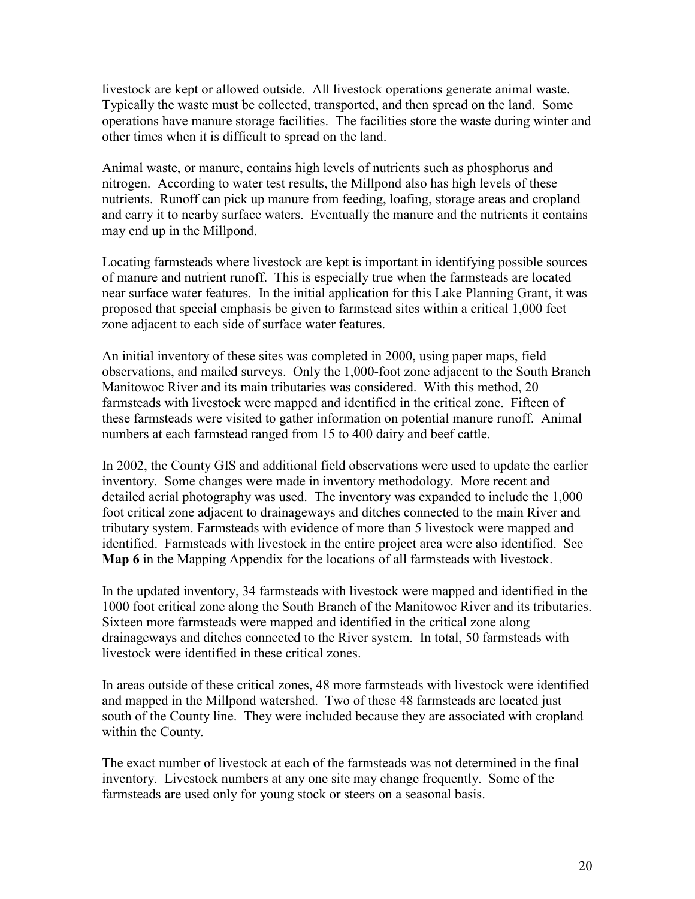livestock are kept or allowed outside. All livestock operations generate animal waste. Typically the waste must be collected, transported, and then spread on the land. Some operations have manure storage facilities. The facilities store the waste during winter and other times when it is difficult to spread on the land.

Animal waste, or manure, contains high levels of nutrients such as phosphorus and nitrogen. According to water test results, the Millpond also has high levels of these nutrients. Runoff can pick up manure from feeding, loafing, storage areas and cropland and carry it to nearby surface waters. Eventually the manure and the nutrients it contains may end up in the Millpond.

Locating farmsteads where livestock are kept is important in identifying possible sources of manure and nutrient runoff. This is especially true when the farmsteads are located near surface water features. In the initial application for this Lake Planning Grant, it was proposed that special emphasis be given to farmstead sites within a critical 1,000 feet zone adjacent to each side of surface water features.

An initial inventory of these sites was completed in 2000, using paper maps, field observations, and mailed surveys. Only the 1,000-foot zone adjacent to the South Branch Manitowoc River and its main tributaries was considered. With this method, 20 farmsteads with livestock were mapped and identified in the critical zone. Fifteen of these farmsteads were visited to gather information on potential manure runoff. Animal numbers at each farmstead ranged from 15 to 400 dairy and beef cattle.

In 2002, the County GIS and additional field observations were used to update the earlier inventory. Some changes were made in inventory methodology. More recent and detailed aerial photography was used. The inventory was expanded to include the 1,000 foot critical zone adjacent to drainageways and ditches connected to the main River and tributary system. Farmsteads with evidence of more than 5 livestock were mapped and identified. Farmsteads with livestock in the entire project area were also identified. See **Map 6** in the Mapping Appendix for the locations of all farmsteads with livestock.

In the updated inventory, 34 farmsteads with livestock were mapped and identified in the 1000 foot critical zone along the South Branch of the Manitowoc River and its tributaries. Sixteen more farmsteads were mapped and identified in the critical zone along drainageways and ditches connected to the River system. In total, 50 farmsteads with livestock were identified in these critical zones.

In areas outside of these critical zones, 48 more farmsteads with livestock were identified and mapped in the Millpond watershed. Two of these 48 farmsteads are located just south of the County line. They were included because they are associated with cropland within the County.

The exact number of livestock at each of the farmsteads was not determined in the final inventory. Livestock numbers at any one site may change frequently. Some of the farmsteads are used only for young stock or steers on a seasonal basis.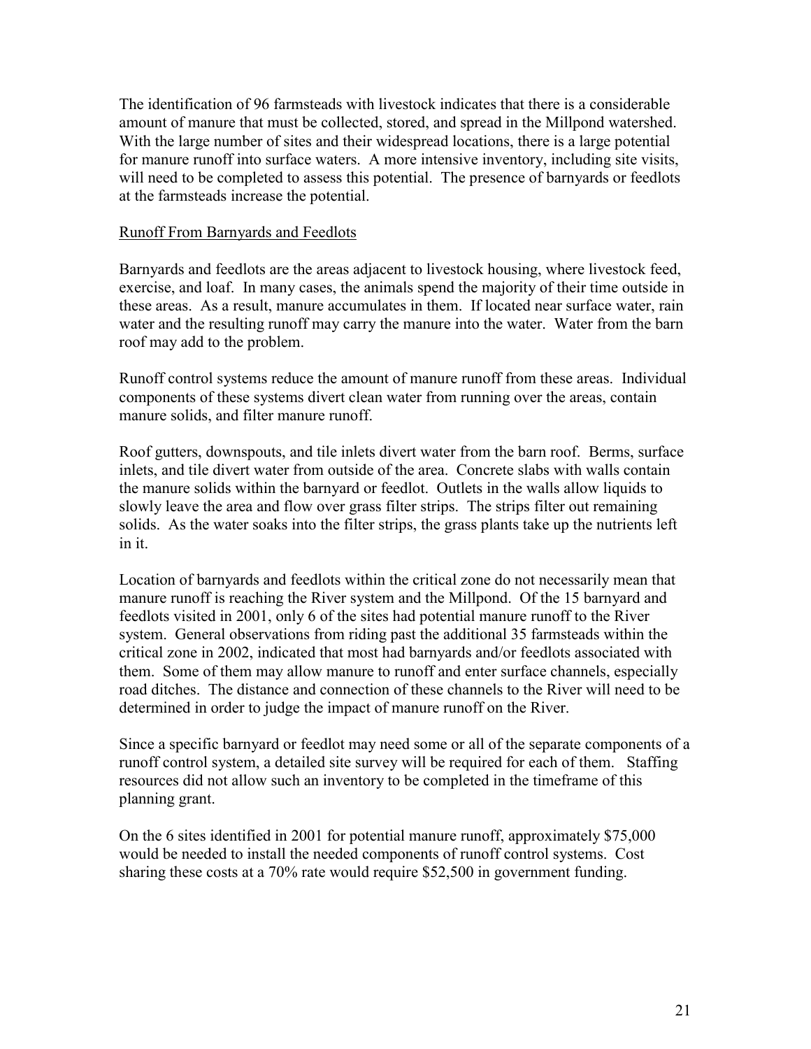The identification of 96 farmsteads with livestock indicates that there is a considerable amount of manure that must be collected, stored, and spread in the Millpond watershed. With the large number of sites and their widespread locations, there is a large potential for manure runoff into surface waters. A more intensive inventory, including site visits, will need to be completed to assess this potential. The presence of barnyards or feedlots at the farmsteads increase the potential.

### Runoff From Barnyards and Feedlots

Barnyards and feedlots are the areas adjacent to livestock housing, where livestock feed, exercise, and loaf. In many cases, the animals spend the majority of their time outside in these areas. As a result, manure accumulates in them. If located near surface water, rain water and the resulting runoff may carry the manure into the water. Water from the barn roof may add to the problem.

Runoff control systems reduce the amount of manure runoff from these areas. Individual components of these systems divert clean water from running over the areas, contain manure solids, and filter manure runoff.

Roof gutters, downspouts, and tile inlets divert water from the barn roof. Berms, surface inlets, and tile divert water from outside of the area. Concrete slabs with walls contain the manure solids within the barnyard or feedlot. Outlets in the walls allow liquids to slowly leave the area and flow over grass filter strips. The strips filter out remaining solids. As the water soaks into the filter strips, the grass plants take up the nutrients left in it.

Location of barnyards and feedlots within the critical zone do not necessarily mean that manure runoff is reaching the River system and the Millpond. Of the 15 barnyard and feedlots visited in 2001, only 6 of the sites had potential manure runoff to the River system. General observations from riding past the additional 35 farmsteads within the critical zone in 2002, indicated that most had barnyards and/or feedlots associated with them. Some of them may allow manure to runoff and enter surface channels, especially road ditches. The distance and connection of these channels to the River will need to be determined in order to judge the impact of manure runoff on the River.

Since a specific barnyard or feedlot may need some or all of the separate components of a runoff control system, a detailed site survey will be required for each of them. Staffing resources did not allow such an inventory to be completed in the timeframe of this planning grant.

On the 6 sites identified in 2001 for potential manure runoff, approximately $75,000 would be needed to install the needed components of runoff control systems. Cost sharing these costs at a 70% rate would require $52,500 in government funding.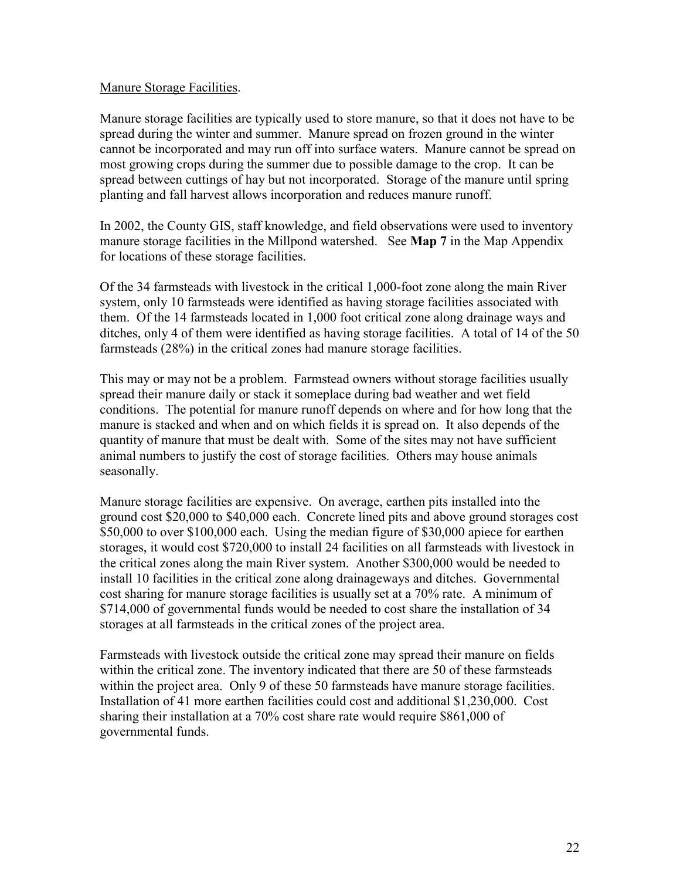Manure Storage Facilities.

Manure storage facilities are typically used to store manure, so that it does not have to be spread during the winter and summer. Manure spread on frozen ground in the winter cannot be incorporated and may run off into surface waters. Manure cannot be spread on most growing crops during the summer due to possible damage to the crop. It can be spread between cuttings of hay but not incorporated. Storage of the manure until spring planting and fall harvest allows incorporation and reduces manure runoff.

In 2002, the County GIS, staff knowledge, and field observations were used to inventory manure storage facilities in the Millpond watershed. See **Map 7** in the Map Appendix for locations of these storage facilities.

Of the 34 farmsteads with livestock in the critical 1,000-foot zone along the main River system, only 10 farmsteads were identified as having storage facilities associated with them. Of the 14 farmsteads located in 1,000 foot critical zone along drainage ways and ditches, only 4 of them were identified as having storage facilities. A total of 14 of the 50 farmsteads (28%) in the critical zones had manure storage facilities.

This may or may not be a problem. Farmstead owners without storage facilities usually spread their manure daily or stack it someplace during bad weather and wet field conditions. The potential for manure runoff depends on where and for how long that the manure is stacked and when and on which fields it is spread on. It also depends of the quantity of manure that must be dealt with. Some of the sites may not have sufficient animal numbers to justify the cost of storage facilities. Others may house animals seasonally.

Manure storage facilities are expensive. On average, earthen pits installed into the ground cost $20,000 to $40,000 each. Concrete lined pits and above ground storages cost $50,000 to over $100,000 each. Using the median figure of $30,000 apiece for earthen storages, it would cost $720,000 to install 24 facilities on all farmsteads with livestock in the critical zones along the main River system. Another $300,000 would be needed to install 10 facilities in the critical zone along drainageways and ditches. Governmental cost sharing for manure storage facilities is usually set at a 70% rate. A minimum of $714,000 of governmental funds would be needed to cost share the installation of 34 storages at all farmsteads in the critical zones of the project area.

Farmsteads with livestock outside the critical zone may spread their manure on fields within the critical zone. The inventory indicated that there are 50 of these farmsteads within the project area. Only 9 of these 50 farmsteads have manure storage facilities. Installation of 41 more earthen facilities could cost and additional $1,230,000. Cost sharing their installation at a 70% cost share rate would require $861,000 of governmental funds.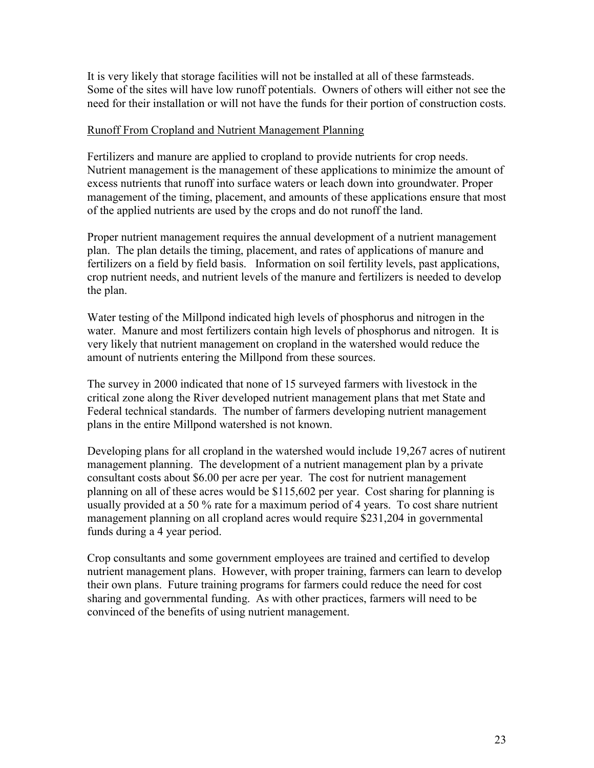It is very likely that storage facilities will not be installed at all of these farmsteads. Some of the sites will have low runoff potentials. Owners of others will either not see the need for their installation or will not have the funds for their portion of construction costs.

<u>Runoff From Cropland and Nutrient Management Planning</u>

Fertilizers and manure are applied to cropland to provide nutrients for crop needs. Nutrient management is the management of these applications to minimize the amount of excess nutrients that runoff into surface waters or leach down into groundwater. Proper management of the timing, placement, and amounts of these applications ensure that most of the applied nutrients are used by the crops and do not runoff the land.

Proper nutrient management requires the annual development of a nutrient management plan. The plan details the timing, placement, and rates of applications of manure and fertilizers on a field by field basis. Information on soil fertility levels, past applications, crop nutrient needs, and nutrient levels of the manure and fertilizers is needed to develop the plan.

Water testing of the Millpond indicated high levels of phosphorus and nitrogen in the water. Manure and most fertilizers contain high levels of phosphorus and nitrogen. It is very likely that nutrient management on cropland in the watershed would reduce the amount of nutrients entering the Millpond from these sources.

The survey in 2000 indicated that none of 15 surveyed farmers with livestock in the critical zone along the River developed nutrient management plans that met State and Federal technical standards. The number of farmers developing nutrient management plans in the entire Millpond watershed is not known.

Developing plans for all cropland in the watershed would include 19,267 acres of nutirent management planning. The development of a nutrient management plan by a private consultant costs about $6.00 per acre per year. The cost for nutrient management planning on all of these acres would be $115,602 per year. Cost sharing for planning is usually provided at a 50 % rate for a maximum period of 4 years. To cost share nutrient management planning on all cropland acres would require $231,204 in governmental funds during a 4 year period.

Crop consultants and some government employees are trained and certified to develop nutrient management plans. However, with proper training, farmers can learn to develop their own plans. Future training programs for farmers could reduce the need for cost sharing and governmental funding. As with other practices, farmers will need to be convinced of the benefits of using nutrient management.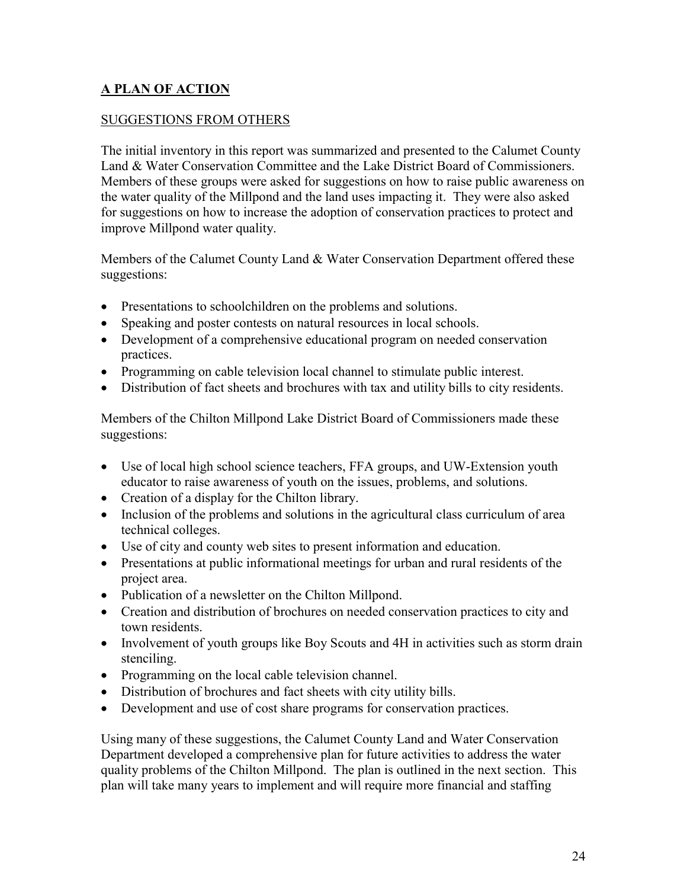## A PLAN OF ACTION

### SUGGESTIONS FROM OTHERS

The initial inventory in this report was summarized and presented to the Calumet County Land & Water Conservation Committee and the Lake District Board of Commissioners. Members of these groups were asked for suggestions on how to raise public awareness on the water quality of the Millpond and the land uses impacting it. They were also asked for suggestions on how to increase the adoption of conservation practices to protect and improve Millpond water quality.

Members of the Calumet County Land & Water Conservation Department offered these suggestions:

- Presentations to schoolchildren on the problems and solutions.
- Speaking and poster contests on natural resources in local schools.
- Development of a comprehensive educational program on needed conservation practices.
- Programming on cable television local channel to stimulate public interest.
- Distribution of fact sheets and brochures with tax and utility bills to city residents.

Members of the Chilton Millpond Lake District Board of Commissioners made these suggestions:

- Use of local high school science teachers, FFA groups, and UW-Extension youth educator to raise awareness of youth on the issues, problems, and solutions.
- Creation of a display for the Chilton library.
- Inclusion of the problems and solutions in the agricultural class curriculum of area technical colleges.
- Use of city and county web sites to present information and education.
- Presentations at public informational meetings for urban and rural residents of the project area.
- Publication of a newsletter on the Chilton Millpond.
- Creation and distribution of brochures on needed conservation practices to city and town residents.
- Involvement of youth groups like Boy Scouts and 4H in activities such as storm drain stenciling.
- Programming on the local cable television channel.
- Distribution of brochures and fact sheets with city utility bills.
- Development and use of cost share programs for conservation practices.

Using many of these suggestions, the Calumet County Land and Water Conservation Department developed a comprehensive plan for future activities to address the water quality problems of the Chilton Millpond. The plan is outlined in the next section. This plan will take many years to implement and will require more financial and staffing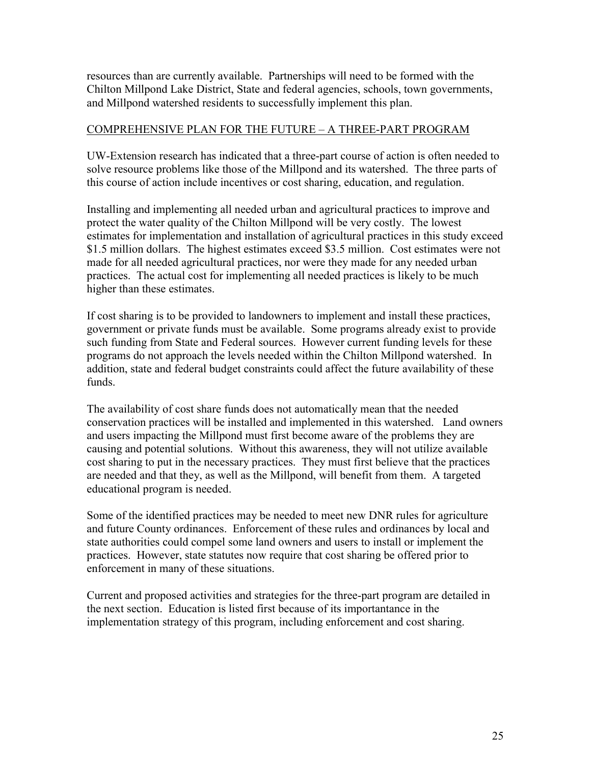resources than are currently available. Partnerships will need to be formed with the Chilton Millpond Lake District, State and federal agencies, schools, town governments, and Millpond watershed residents to successfully implement this plan.

## COMPREHENSIVE PLAN FOR THE FUTURE – A THREE-PART PROGRAM

UW-Extension research has indicated that a three-part course of action is often needed to solve resource problems like those of the Millpond and its watershed. The three parts of this course of action include incentives or cost sharing, education, and regulation.

Installing and implementing all needed urban and agricultural practices to improve and protect the water quality of the Chilton Millpond will be very costly. The lowest estimates for implementation and installation of agricultural practices in this study exceed $1.5 million dollars. The highest estimates exceed $3.5 million. Cost estimates were not made for all needed agricultural practices, nor were they made for any needed urban practices. The actual cost for implementing all needed practices is likely to be much higher than these estimates.

If cost sharing is to be provided to landowners to implement and install these practices, government or private funds must be available. Some programs already exist to provide such funding from State and Federal sources. However current funding levels for these programs do not approach the levels needed within the Chilton Millpond watershed. In addition, state and federal budget constraints could affect the future availability of these funds.

The availability of cost share funds does not automatically mean that the needed conservation practices will be installed and implemented in this watershed. Land owners and users impacting the Millpond must first become aware of the problems they are causing and potential solutions. Without this awareness, they will not utilize available cost sharing to put in the necessary practices. They must first believe that the practices are needed and that they, as well as the Millpond, will benefit from them. A targeted educational program is needed.

Some of the identified practices may be needed to meet new DNR rules for agriculture and future County ordinances. Enforcement of these rules and ordinances by local and state authorities could compel some land owners and users to install or implement the practices. However, state statutes now require that cost sharing be offered prior to enforcement in many of these situations.

Current and proposed activities and strategies for the three-part program are detailed in the next section. Education is listed first because of its importantance in the implementation strategy of this program, including enforcement and cost sharing.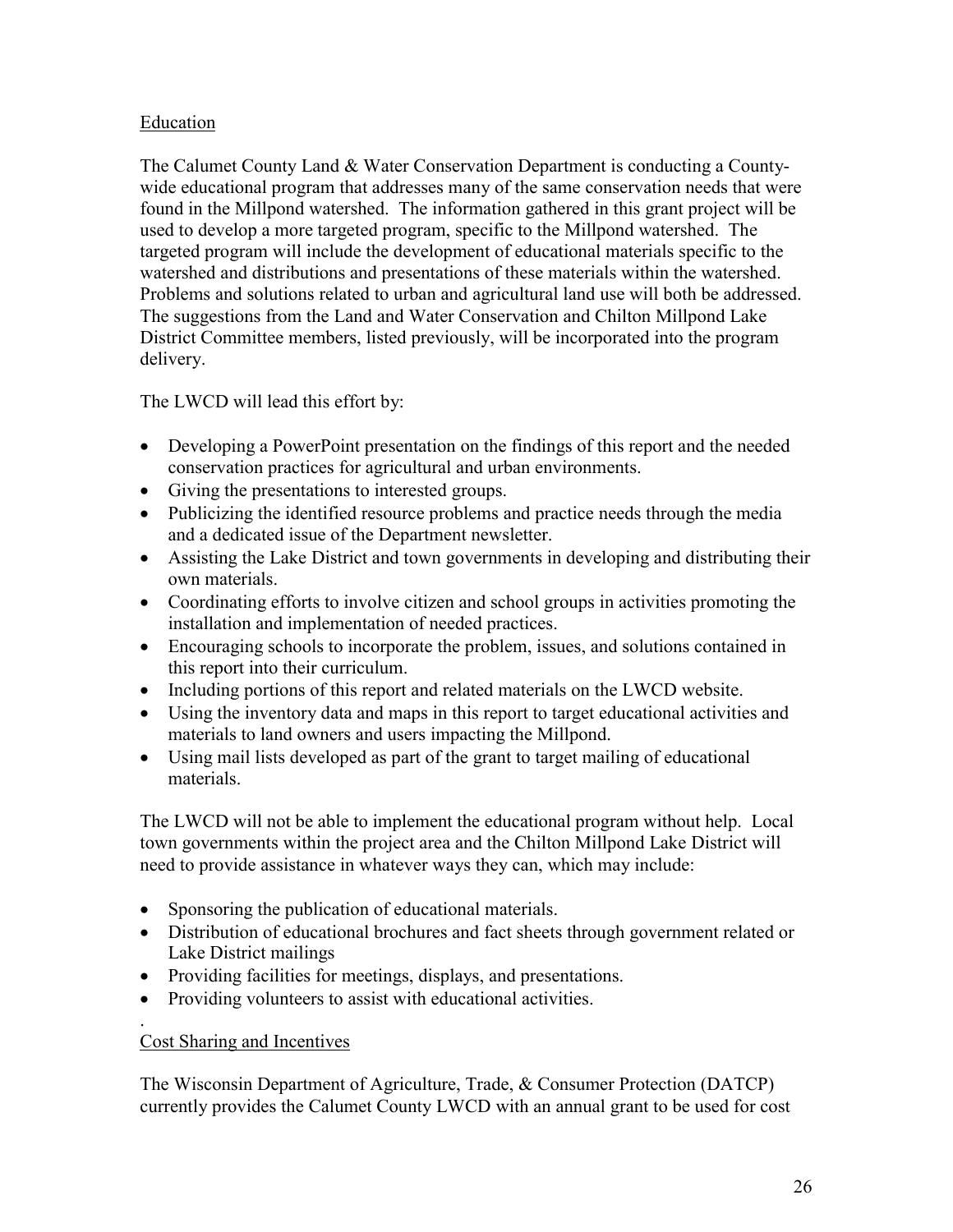## Education

The Calumet County Land & Water Conservation Department is conducting a County-wide educational program that addresses many of the same conservation needs that were found in the Millpond watershed. The information gathered in this grant project will be used to develop a more targeted program, specific to the Millpond watershed. The targeted program will include the development of educational materials specific to the watershed and distributions and presentations of these materials within the watershed. Problems and solutions related to urban and agricultural land use will both be addressed. The suggestions from the Land and Water Conservation and Chilton Millpond Lake District Committee members, listed previously, will be incorporated into the program delivery.

The LWCD will lead this effort by:

- Developing a PowerPoint presentation on the findings of this report and the needed conservation practices for agricultural and urban environments.
- Giving the presentations to interested groups.
- Publicizing the identified resource problems and practice needs through the media and a dedicated issue of the Department newsletter.
- Assisting the Lake District and town governments in developing and distributing their own materials.
- Coordinating efforts to involve citizen and school groups in activities promoting the installation and implementation of needed practices.
- Encouraging schools to incorporate the problem, issues, and solutions contained in this report into their curriculum.
- Including portions of this report and related materials on the LWCD website.
- Using the inventory data and maps in this report to target educational activities and materials to land owners and users impacting the Millpond.
- Using mail lists developed as part of the grant to target mailing of educational materials.

The LWCD will not be able to implement the educational program without help. Local town governments within the project area and the Chilton Millpond Lake District will need to provide assistance in whatever ways they can, which may include:

- Sponsoring the publication of educational materials.
- Distribution of educational brochures and fact sheets through government related or Lake District mailings
- Providing facilities for meetings, displays, and presentations.
- Providing volunteers to assist with educational activities.

## Cost Sharing and Incentives

The Wisconsin Department of Agriculture, Trade, & Consumer Protection (DATCP) currently provides the Calumet County LWCD with an annual grant to be used for cost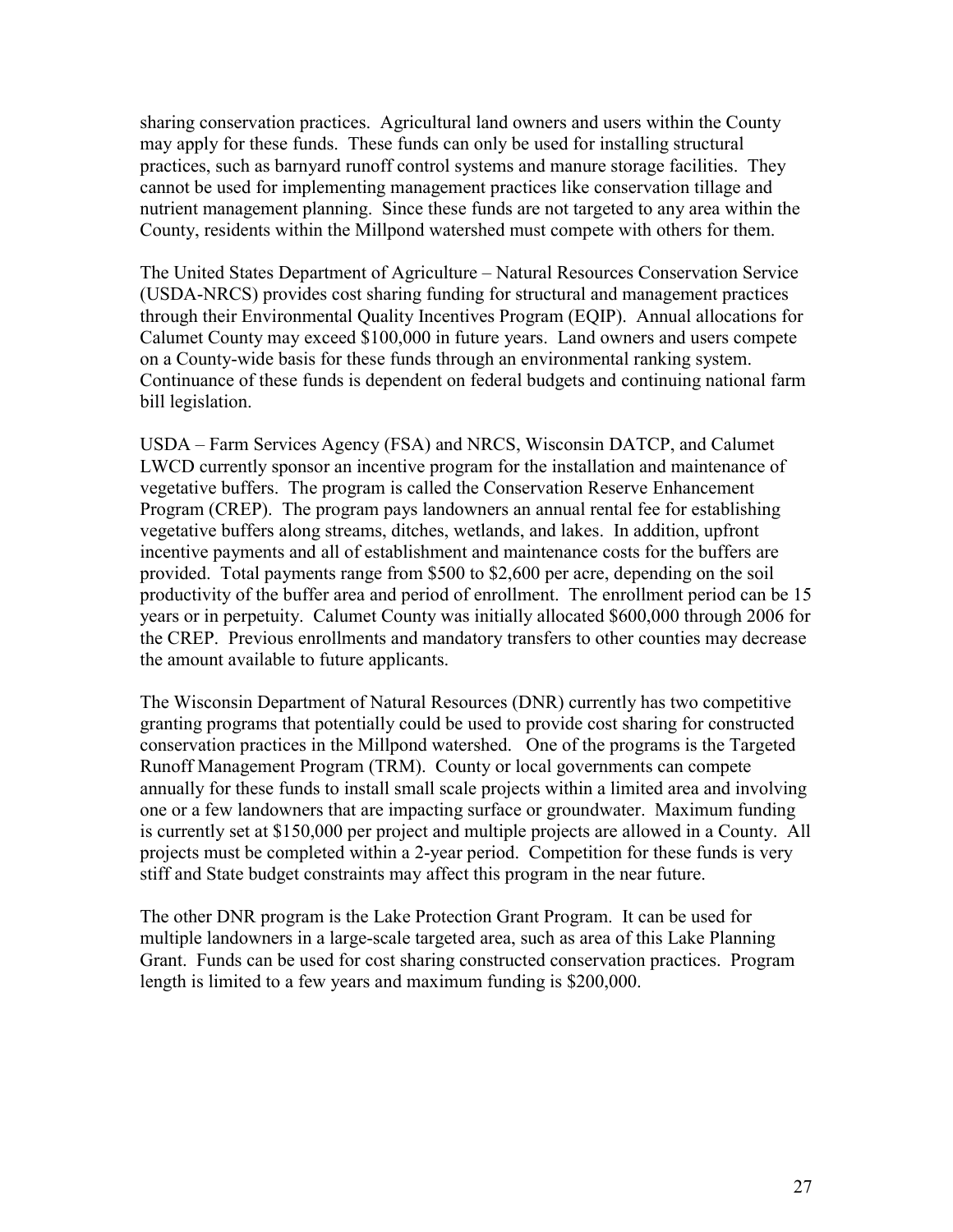sharing conservation practices. Agricultural land owners and users within the County may apply for these funds. These funds can only be used for installing structural practices, such as barnyard runoff control systems and manure storage facilities. They cannot be used for implementing management practices like conservation tillage and nutrient management planning. Since these funds are not targeted to any area within the County, residents within the Millpond watershed must compete with others for them.

The United States Department of Agriculture – Natural Resources Conservation Service (USDA-NRCS) provides cost sharing funding for structural and management practices through their Environmental Quality Incentives Program (EQIP). Annual allocations for Calumet County may exceed $100,000 in future years. Land owners and users compete on a County-wide basis for these funds through an environmental ranking system. Continuance of these funds is dependent on federal budgets and continuing national farm bill legislation.

USDA – Farm Services Agency (FSA) and NRCS, Wisconsin DATCP, and Calumet LWCD currently sponsor an incentive program for the installation and maintenance of vegetative buffers. The program is called the Conservation Reserve Enhancement Program (CREP). The program pays landowners an annual rental fee for establishing vegetative buffers along streams, ditches, wetlands, and lakes. In addition, upfront incentive payments and all of establishment and maintenance costs for the buffers are provided. Total payments range from $500 to $2,600 per acre, depending on the soil productivity of the buffer area and period of enrollment. The enrollment period can be 15 years or in perpetuity. Calumet County was initially allocated $600,000 through 2006 for the CREP. Previous enrollments and mandatory transfers to other counties may decrease the amount available to future applicants.

The Wisconsin Department of Natural Resources (DNR) currently has two competitive granting programs that potentially could be used to provide cost sharing for constructed conservation practices in the Millpond watershed. One of the programs is the Targeted Runoff Management Program (TRM). County or local governments can compete annually for these funds to install small scale projects within a limited area and involving one or a few landowners that are impacting surface or groundwater. Maximum funding is currently set at $150,000 per project and multiple projects are allowed in a County. All projects must be completed within a 2-year period. Competition for these funds is very stiff and State budget constraints may affect this program in the near future.

The other DNR program is the Lake Protection Grant Program. It can be used for multiple landowners in a large-scale targeted area, such as area of this Lake Planning Grant. Funds can be used for cost sharing constructed conservation practices. Program length is limited to a few years and maximum funding is $200,000.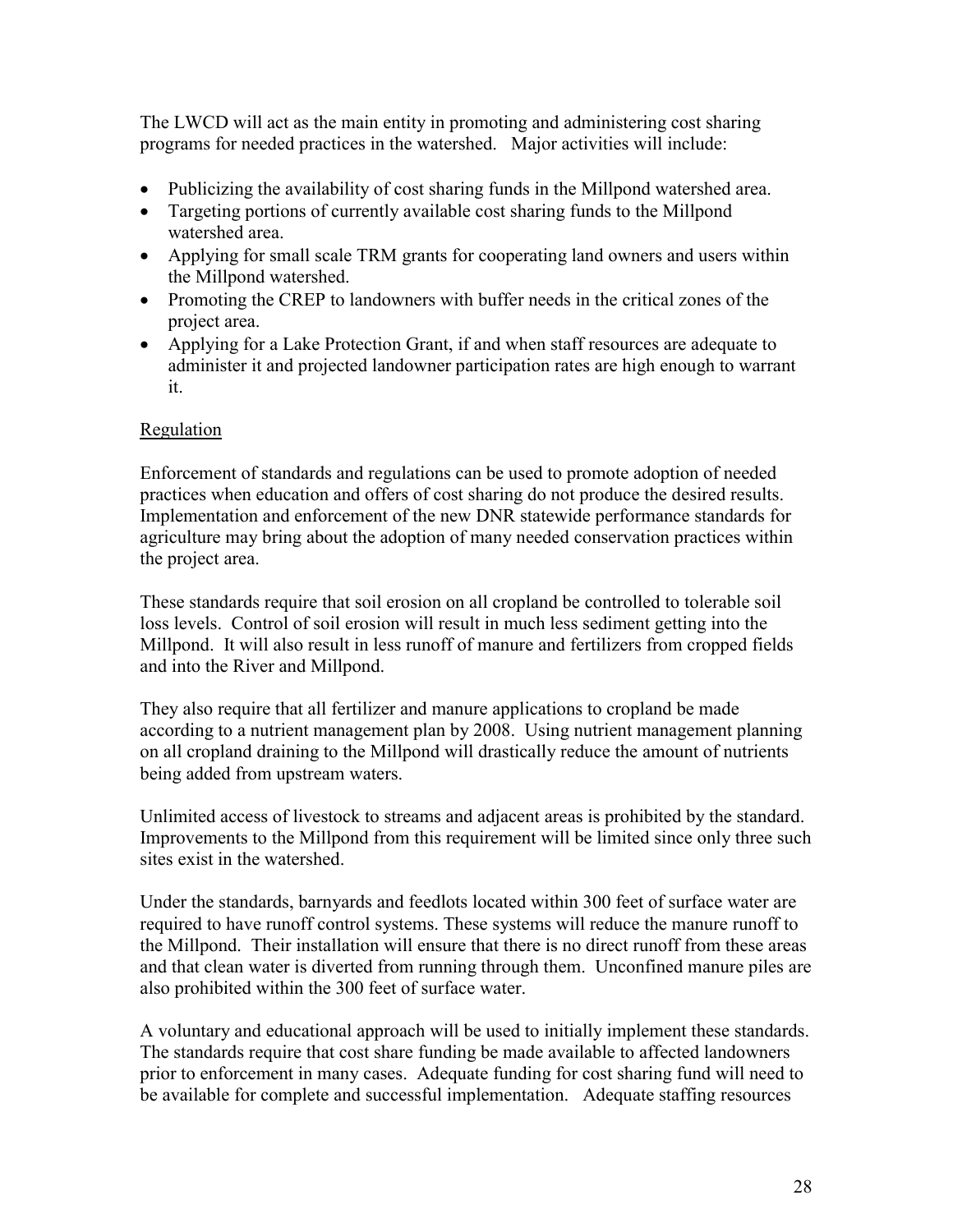The LWCD will act as the main entity in promoting and administering cost sharing programs for needed practices in the watershed. Major activities will include:

- Publicizing the availability of cost sharing funds in the Millpond watershed area.
- Targeting portions of currently available cost sharing funds to the Millpond watershed area.
- Applying for small scale TRM grants for cooperating land owners and users within the Millpond watershed.
- Promoting the CREP to landowners with buffer needs in the critical zones of the project area.
- Applying for a Lake Protection Grant, if and when staff resources are adequate to administer it and projected landowner participation rates are high enough to warrant it.

<u>Regulation</u>

Enforcement of standards and regulations can be used to promote adoption of needed practices when education and offers of cost sharing do not produce the desired results. Implementation and enforcement of the new DNR statewide performance standards for agriculture may bring about the adoption of many needed conservation practices within the project area.

These standards require that soil erosion on all cropland be controlled to tolerable soil loss levels. Control of soil erosion will result in much less sediment getting into the Millpond. It will also result in less runoff of manure and fertilizers from cropped fields and into the River and Millpond.

They also require that all fertilizer and manure applications to cropland be made according to a nutrient management plan by 2008. Using nutrient management planning on all cropland draining to the Millpond will drastically reduce the amount of nutrients being added from upstream waters.

Unlimited access of livestock to streams and adjacent areas is prohibited by the standard. Improvements to the Millpond from this requirement will be limited since only three such sites exist in the watershed.

Under the standards, barnyards and feedlots located within 300 feet of surface water are required to have runoff control systems. These systems will reduce the manure runoff to the Millpond. Their installation will ensure that there is no direct runoff from these areas and that clean water is diverted from running through them. Unconfined manure piles are also prohibited within the 300 feet of surface water.

A voluntary and educational approach will be used to initially implement these standards. The standards require that cost share funding be made available to affected landowners prior to enforcement in many cases. Adequate funding for cost sharing fund will need to be available for complete and successful implementation. Adequate staffing resources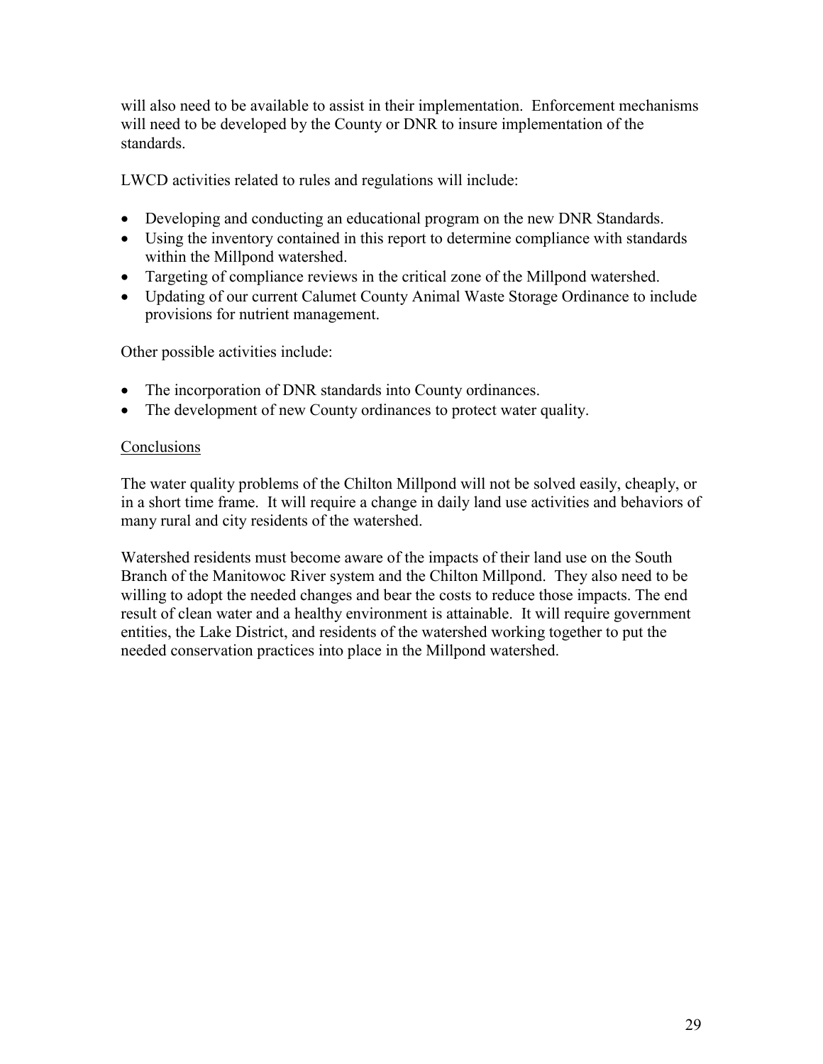will also need to be available to assist in their implementation. Enforcement mechanisms will need to be developed by the County or DNR to insure implementation of the standards.

LWCD activities related to rules and regulations will include:

- Developing and conducting an educational program on the new DNR Standards.
- Using the inventory contained in this report to determine compliance with standards within the Millpond watershed.
- Targeting of compliance reviews in the critical zone of the Millpond watershed.
- Updating of our current Calumet County Animal Waste Storage Ordinance to include provisions for nutrient management.

Other possible activities include:

- The incorporation of DNR standards into County ordinances.
- The development of new County ordinances to protect water quality.

## Conclusions

The water quality problems of the Chilton Millpond will not be solved easily, cheaply, or in a short time frame. It will require a change in daily land use activities and behaviors of many rural and city residents of the watershed.

Watershed residents must become aware of the impacts of their land use on the South Branch of the Manitowoc River system and the Chilton Millpond. They also need to be willing to adopt the needed changes and bear the costs to reduce those impacts. The end result of clean water and a healthy environment is attainable. It will require government entities, the Lake District, and residents of the watershed working together to put the needed conservation practices into place in the Millpond watershed.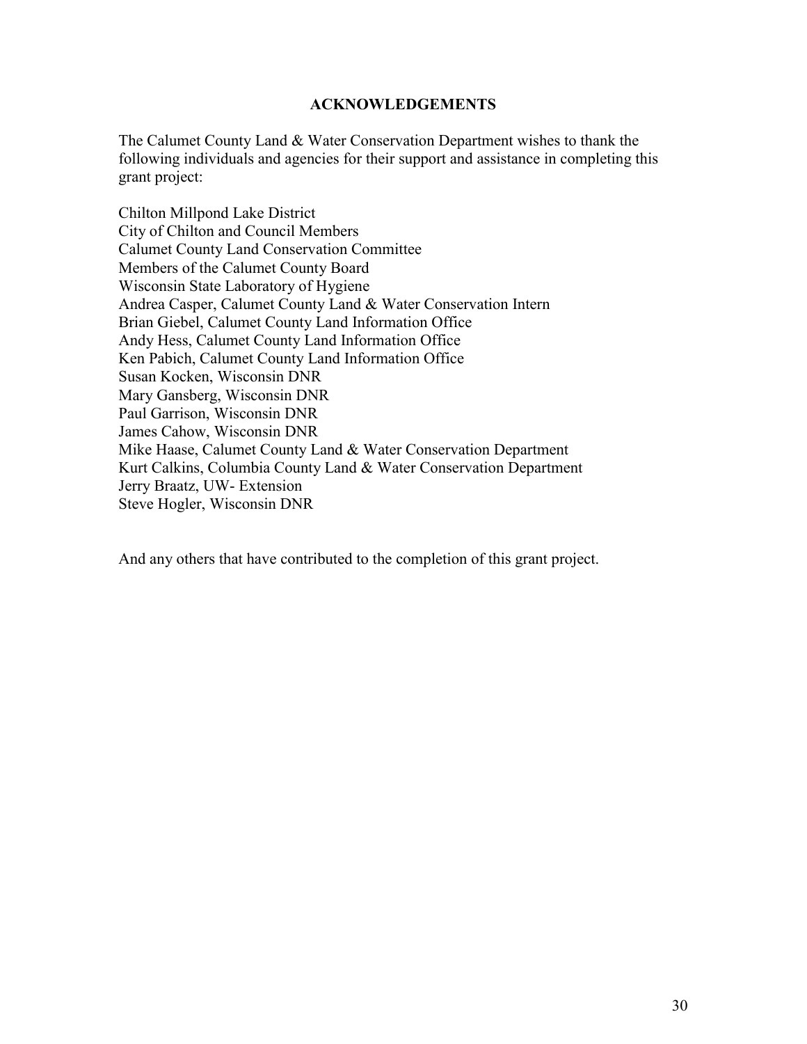# ACKNOWLEDGEMENTS

The Calumet County Land & Water Conservation Department wishes to thank the following individuals and agencies for their support and assistance in completing this grant project:

Chilton Millpond Lake District
City of Chilton and Council Members
Calumet County Land Conservation Committee
Members of the Calumet County Board
Wisconsin State Laboratory of Hygiene
Andrea Casper, Calumet County Land & Water Conservation Intern
Brian Giebel, Calumet County Land Information Office
Andy Hess, Calumet County Land Information Office
Ken Pabich, Calumet County Land Information Office
Susan Kocken, Wisconsin DNR
Mary Gansberg, Wisconsin DNR
Paul Garrison, Wisconsin DNR
James Cahow, Wisconsin DNR
Mike Haase, Calumet County Land & Water Conservation Department
Kurt Calkins, Columbia County Land & Water Conservation Department
Jerry Braatz, UW- Extension
Steve Hogler, Wisconsin DNR

And any others that have contributed to the completion of this grant project.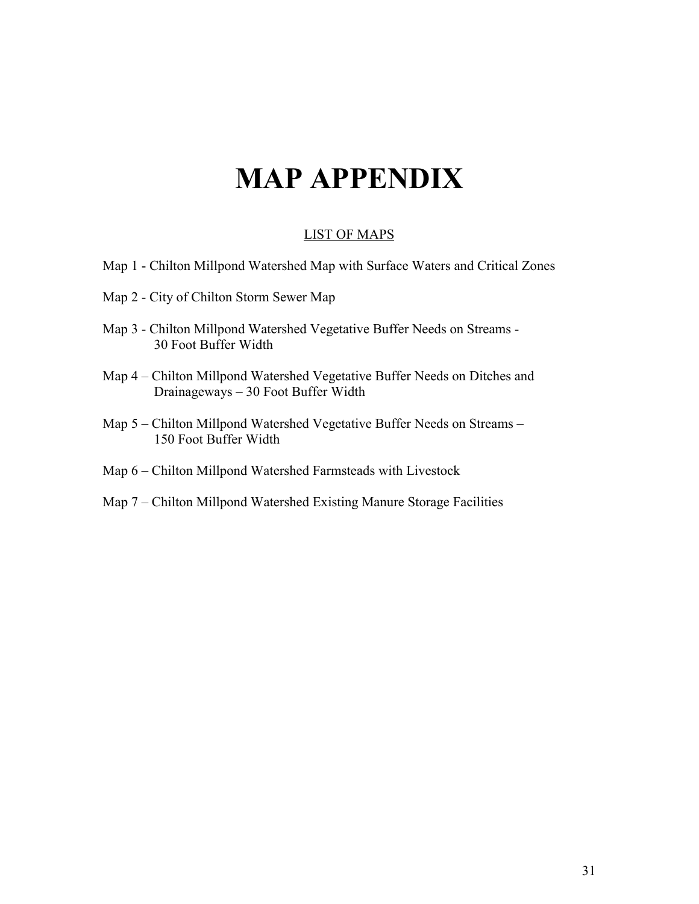# MAP APPENDIX

LIST OF MAPS

Map 1 - Chilton Millpond Watershed Map with Surface Waters and Critical Zones

Map 2 - City of Chilton Storm Sewer Map

Map 3 - Chilton Millpond Watershed Vegetative Buffer Needs on Streams - 30 Foot Buffer Width

Map 4 – Chilton Millpond Watershed Vegetative Buffer Needs on Ditches and Drainageways – 30 Foot Buffer Width

Map 5 – Chilton Millpond Watershed Vegetative Buffer Needs on Streams – 150 Foot Buffer Width

Map 6 – Chilton Millpond Watershed Farmsteads with Livestock

Map 7 – Chilton Millpond Watershed Existing Manure Storage Facilities